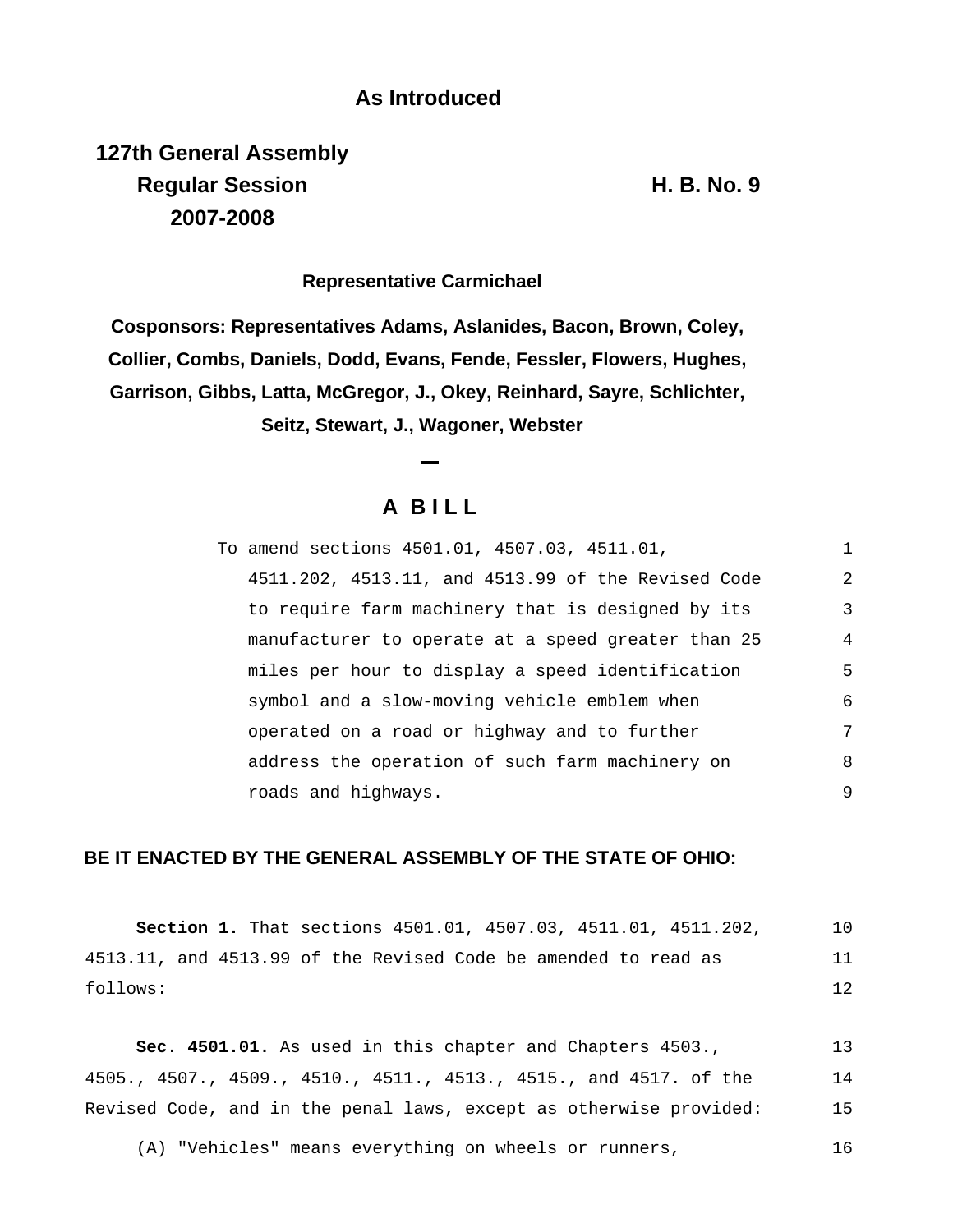**As Introduced**

**127th General Assembly**
**Regular Session**
**2007-2008**

**H. B. No. 9**

**Representative Carmichael**

**Cosponsors: Representatives Adams, Aslanides, Bacon, Brown, Coley, Collier, Combs, Daniels, Dodd, Evans, Fende, Fessler, Flowers, Hughes, Garrison, Gibbs, Latta, McGregor, J., Okey, Reinhard, Sayre, Schlichter, Seitz, Stewart, J., Wagoner, Webster**

---

## A BILL

To amend sections 4501.01, 4507.03, 4511.01, 4511.202, 4513.11, and 4513.99 of the Revised Code to require farm machinery that is designed by its manufacturer to operate at a speed greater than 25 miles per hour to display a speed identification symbol and a slow-moving vehicle emblem when operated on a road or highway and to further address the operation of such farm machinery on roads and highways.

**BE IT ENACTED BY THE GENERAL ASSEMBLY OF THE STATE OF OHIO:**

**Section 1.** That sections 4501.01, 4507.03, 4511.01, 4511.202, 4513.11, and 4513.99 of the Revised Code be amended to read as follows:

**Sec. 4501.01.** As used in this chapter and Chapters 4503., 4505., 4507., 4509., 4510., 4511., 4513., 4515., and 4517. of the Revised Code, and in the penal laws, except as otherwise provided:

(A) "Vehicles" means everything on wheels or runners,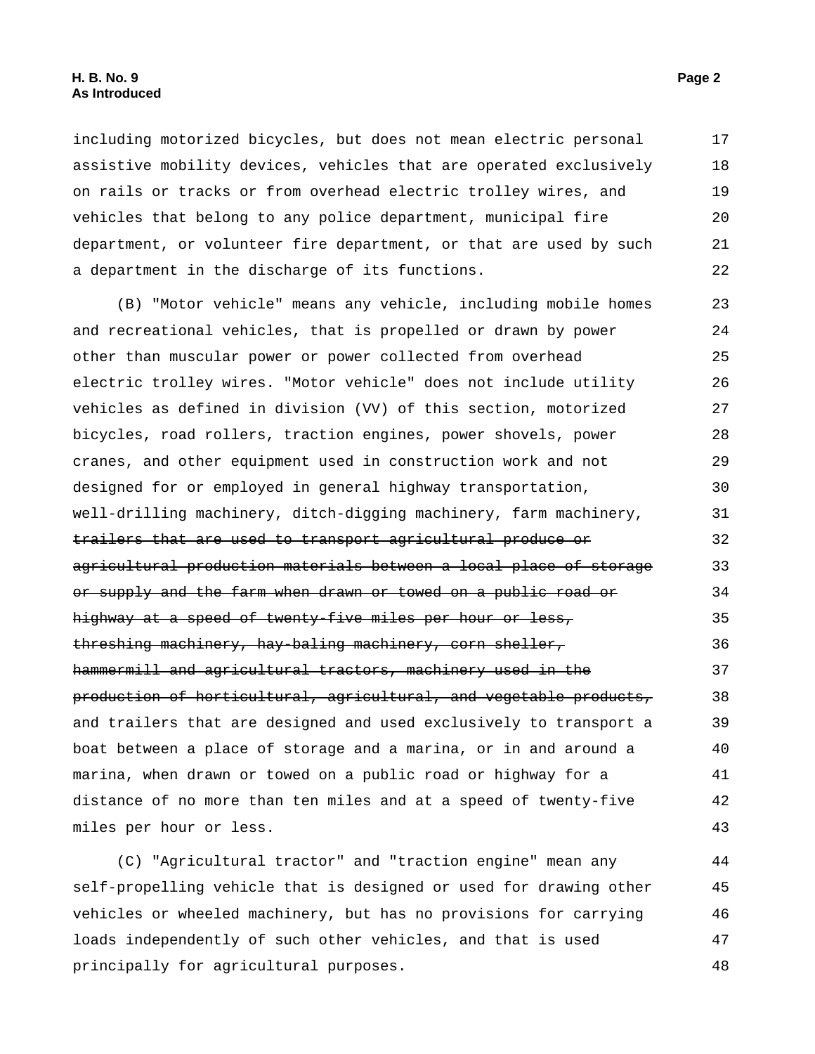including motorized bicycles, but does not mean electric personal assistive mobility devices, vehicles that are operated exclusively on rails or tracks or from overhead electric trolley wires, and vehicles that belong to any police department, municipal fire department, or volunteer fire department, or that are used by such a department in the discharge of its functions.

(B) "Motor vehicle" means any vehicle, including mobile homes and recreational vehicles, that is propelled or drawn by power other than muscular power or power collected from overhead electric trolley wires. "Motor vehicle" does not include utility vehicles as defined in division (VV) of this section, motorized bicycles, road rollers, traction engines, power shovels, power cranes, and other equipment used in construction work and not designed for or employed in general highway transportation, well-drilling machinery, ditch-digging machinery, farm machinery, ~~trailers that are used to transport agricultural produce or agricultural production materials between a local place of storage or supply and the farm when drawn or towed on a public road or highway at a speed of twenty-five miles per hour or less, threshing machinery, hay-baling machinery, corn sheller, hammermill and agricultural tractors, machinery used in the production of horticultural, agricultural, and vegetable products,~~ and trailers that are designed and used exclusively to transport a boat between a place of storage and a marina, or in and around a marina, when drawn or towed on a public road or highway for a distance of no more than ten miles and at a speed of twenty-five miles per hour or less.

(C) "Agricultural tractor" and "traction engine" mean any self-propelling vehicle that is designed or used for drawing other vehicles or wheeled machinery, but has no provisions for carrying loads independently of such other vehicles, and that is used principally for agricultural purposes.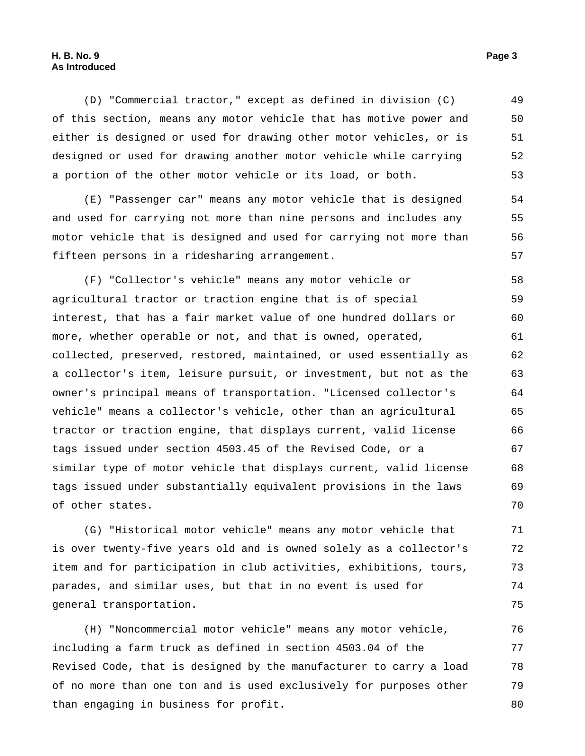(D) "Commercial tractor," except as defined in division (C) of this section, means any motor vehicle that has motive power and either is designed or used for drawing other motor vehicles, or is designed or used for drawing another motor vehicle while carrying a portion of the other motor vehicle or its load, or both.

(E) "Passenger car" means any motor vehicle that is designed and used for carrying not more than nine persons and includes any motor vehicle that is designed and used for carrying not more than fifteen persons in a ridesharing arrangement.

(F) "Collector's vehicle" means any motor vehicle or agricultural tractor or traction engine that is of special interest, that has a fair market value of one hundred dollars or more, whether operable or not, and that is owned, operated, collected, preserved, restored, maintained, or used essentially as a collector's item, leisure pursuit, or investment, but not as the owner's principal means of transportation. "Licensed collector's vehicle" means a collector's vehicle, other than an agricultural tractor or traction engine, that displays current, valid license tags issued under section 4503.45 of the Revised Code, or a similar type of motor vehicle that displays current, valid license tags issued under substantially equivalent provisions in the laws of other states.

(G) "Historical motor vehicle" means any motor vehicle that is over twenty-five years old and is owned solely as a collector's item and for participation in club activities, exhibitions, tours, parades, and similar uses, but that in no event is used for general transportation.

(H) "Noncommercial motor vehicle" means any motor vehicle, including a farm truck as defined in section 4503.04 of the Revised Code, that is designed by the manufacturer to carry a load of no more than one ton and is used exclusively for purposes other than engaging in business for profit.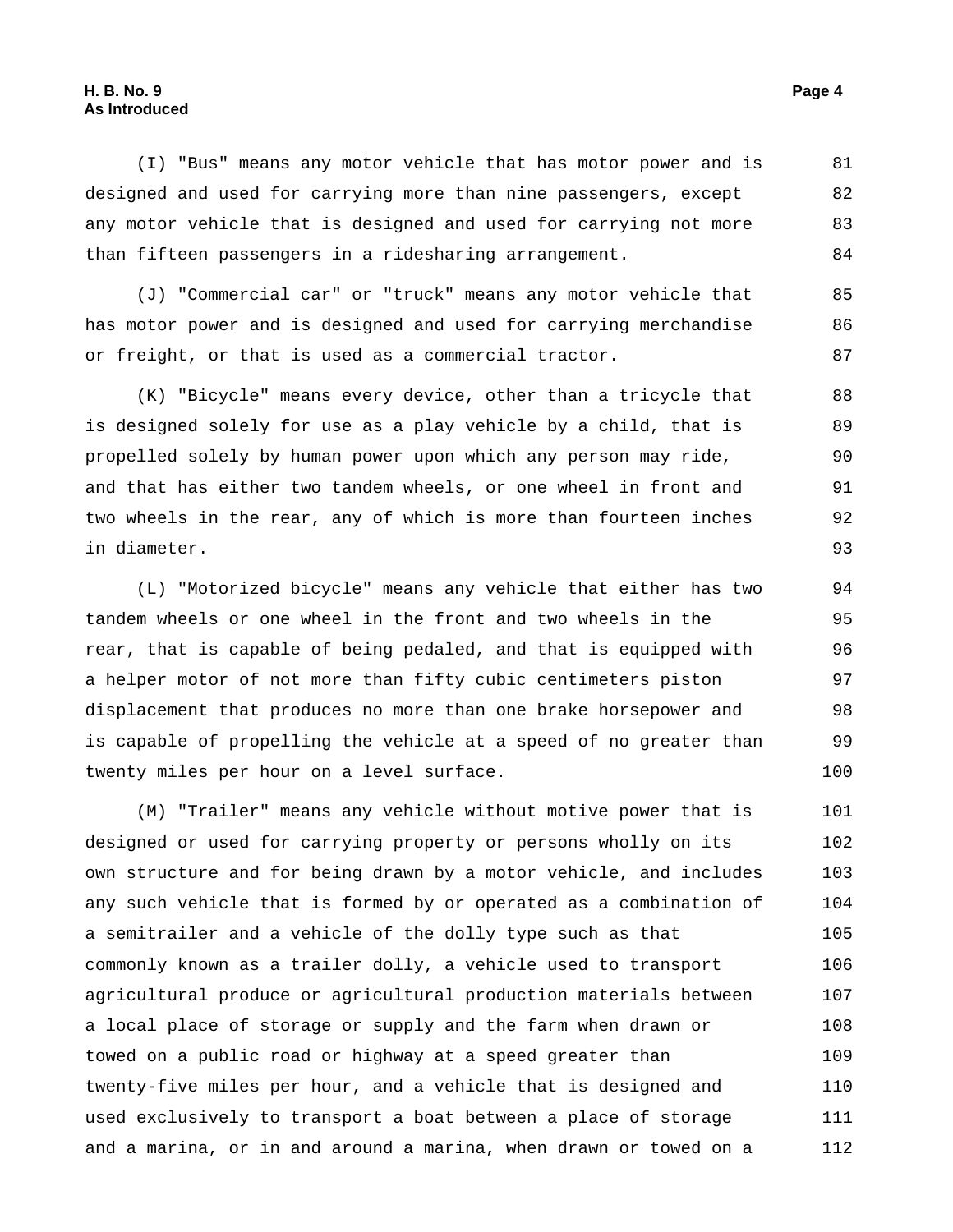(I) "Bus" means any motor vehicle that has motor power and is designed and used for carrying more than nine passengers, except any motor vehicle that is designed and used for carrying not more than fifteen passengers in a ridesharing arrangement.

(J) "Commercial car" or "truck" means any motor vehicle that has motor power and is designed and used for carrying merchandise or freight, or that is used as a commercial tractor.

(K) "Bicycle" means every device, other than a tricycle that is designed solely for use as a play vehicle by a child, that is propelled solely by human power upon which any person may ride, and that has either two tandem wheels, or one wheel in front and two wheels in the rear, any of which is more than fourteen inches in diameter.

(L) "Motorized bicycle" means any vehicle that either has two tandem wheels or one wheel in the front and two wheels in the rear, that is capable of being pedaled, and that is equipped with a helper motor of not more than fifty cubic centimeters piston displacement that produces no more than one brake horsepower and is capable of propelling the vehicle at a speed of no greater than twenty miles per hour on a level surface.

(M) "Trailer" means any vehicle without motive power that is designed or used for carrying property or persons wholly on its own structure and for being drawn by a motor vehicle, and includes any such vehicle that is formed by or operated as a combination of a semitrailer and a vehicle of the dolly type such as that commonly known as a trailer dolly, a vehicle used to transport agricultural produce or agricultural production materials between a local place of storage or supply and the farm when drawn or towed on a public road or highway at a speed greater than twenty-five miles per hour, and a vehicle that is designed and used exclusively to transport a boat between a place of storage and a marina, or in and around a marina, when drawn or towed on a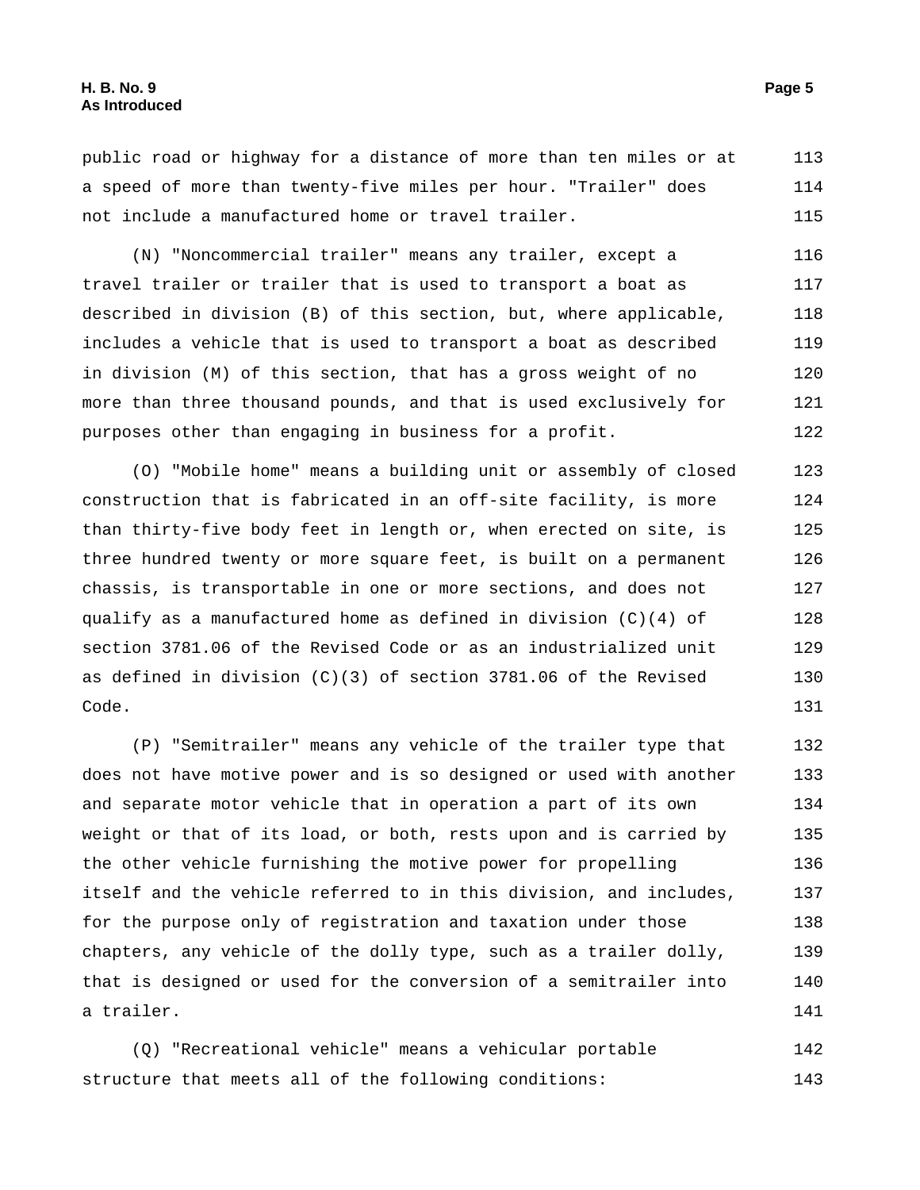public road or highway for a distance of more than ten miles or at a speed of more than twenty-five miles per hour. "Trailer" does not include a manufactured home or travel trailer.

(N) "Noncommercial trailer" means any trailer, except a travel trailer or trailer that is used to transport a boat as described in division (B) of this section, but, where applicable, includes a vehicle that is used to transport a boat as described in division (M) of this section, that has a gross weight of no more than three thousand pounds, and that is used exclusively for purposes other than engaging in business for a profit.

(O) "Mobile home" means a building unit or assembly of closed construction that is fabricated in an off-site facility, is more than thirty-five body feet in length or, when erected on site, is three hundred twenty or more square feet, is built on a permanent chassis, is transportable in one or more sections, and does not qualify as a manufactured home as defined in division (C)(4) of section 3781.06 of the Revised Code or as an industrialized unit as defined in division (C)(3) of section 3781.06 of the Revised Code.

(P) "Semitrailer" means any vehicle of the trailer type that does not have motive power and is so designed or used with another and separate motor vehicle that in operation a part of its own weight or that of its load, or both, rests upon and is carried by the other vehicle furnishing the motive power for propelling itself and the vehicle referred to in this division, and includes, for the purpose only of registration and taxation under those chapters, any vehicle of the dolly type, such as a trailer dolly, that is designed or used for the conversion of a semitrailer into a trailer.

(Q) "Recreational vehicle" means a vehicular portable structure that meets all of the following conditions: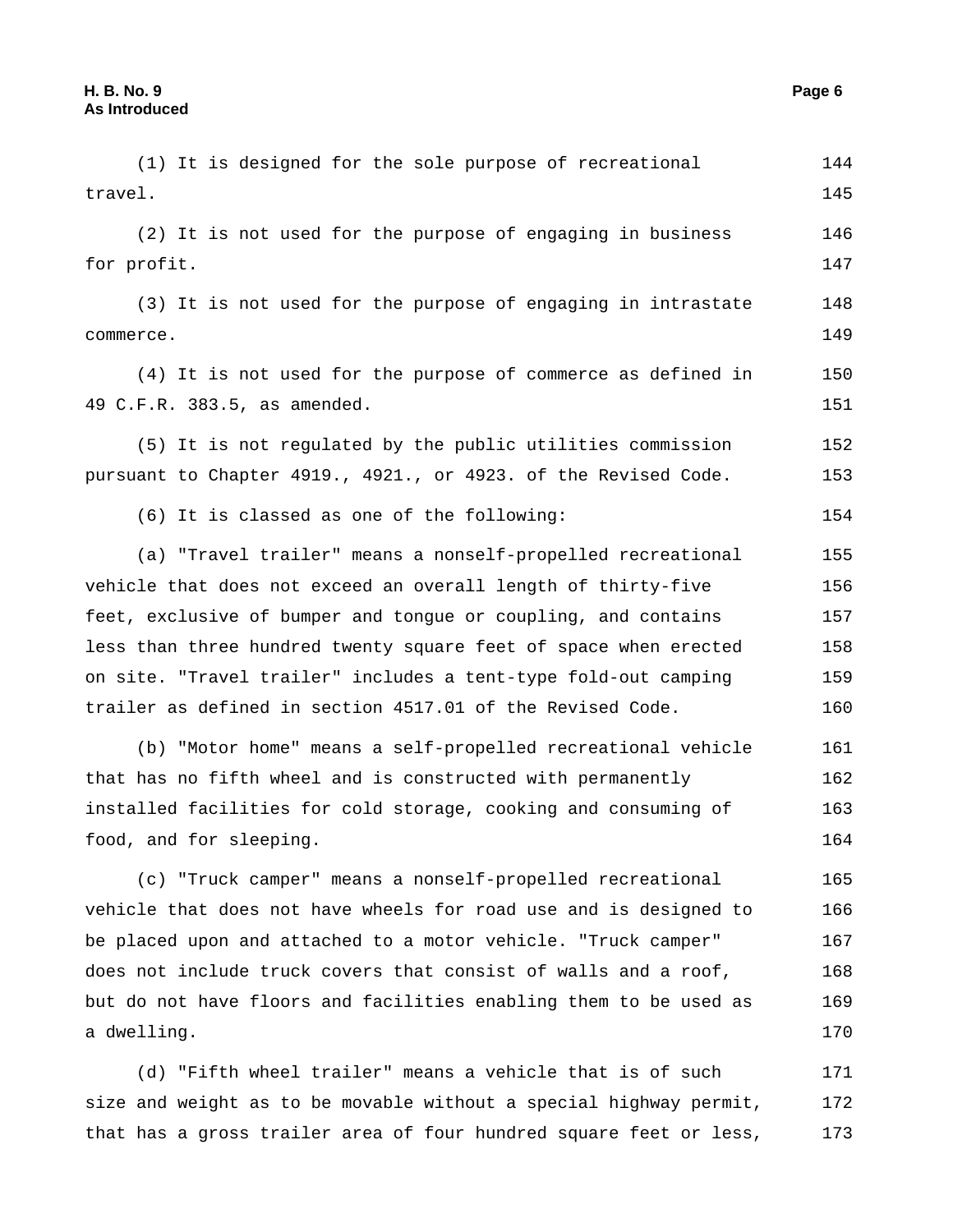(1) It is designed for the sole purpose of recreational travel.

(2) It is not used for the purpose of engaging in business for profit.

(3) It is not used for the purpose of engaging in intrastate commerce.

(4) It is not used for the purpose of commerce as defined in 49 C.F.R. 383.5, as amended.

(5) It is not regulated by the public utilities commission pursuant to Chapter 4919., 4921., or 4923. of the Revised Code.

(6) It is classed as one of the following:

(a) "Travel trailer" means a nonself-propelled recreational vehicle that does not exceed an overall length of thirty-five feet, exclusive of bumper and tongue or coupling, and contains less than three hundred twenty square feet of space when erected on site. "Travel trailer" includes a tent-type fold-out camping trailer as defined in section 4517.01 of the Revised Code.

(b) "Motor home" means a self-propelled recreational vehicle that has no fifth wheel and is constructed with permanently installed facilities for cold storage, cooking and consuming of food, and for sleeping.

(c) "Truck camper" means a nonself-propelled recreational vehicle that does not have wheels for road use and is designed to be placed upon and attached to a motor vehicle. "Truck camper" does not include truck covers that consist of walls and a roof, but do not have floors and facilities enabling them to be used as a dwelling.

(d) "Fifth wheel trailer" means a vehicle that is of such size and weight as to be movable without a special highway permit, that has a gross trailer area of four hundred square feet or less,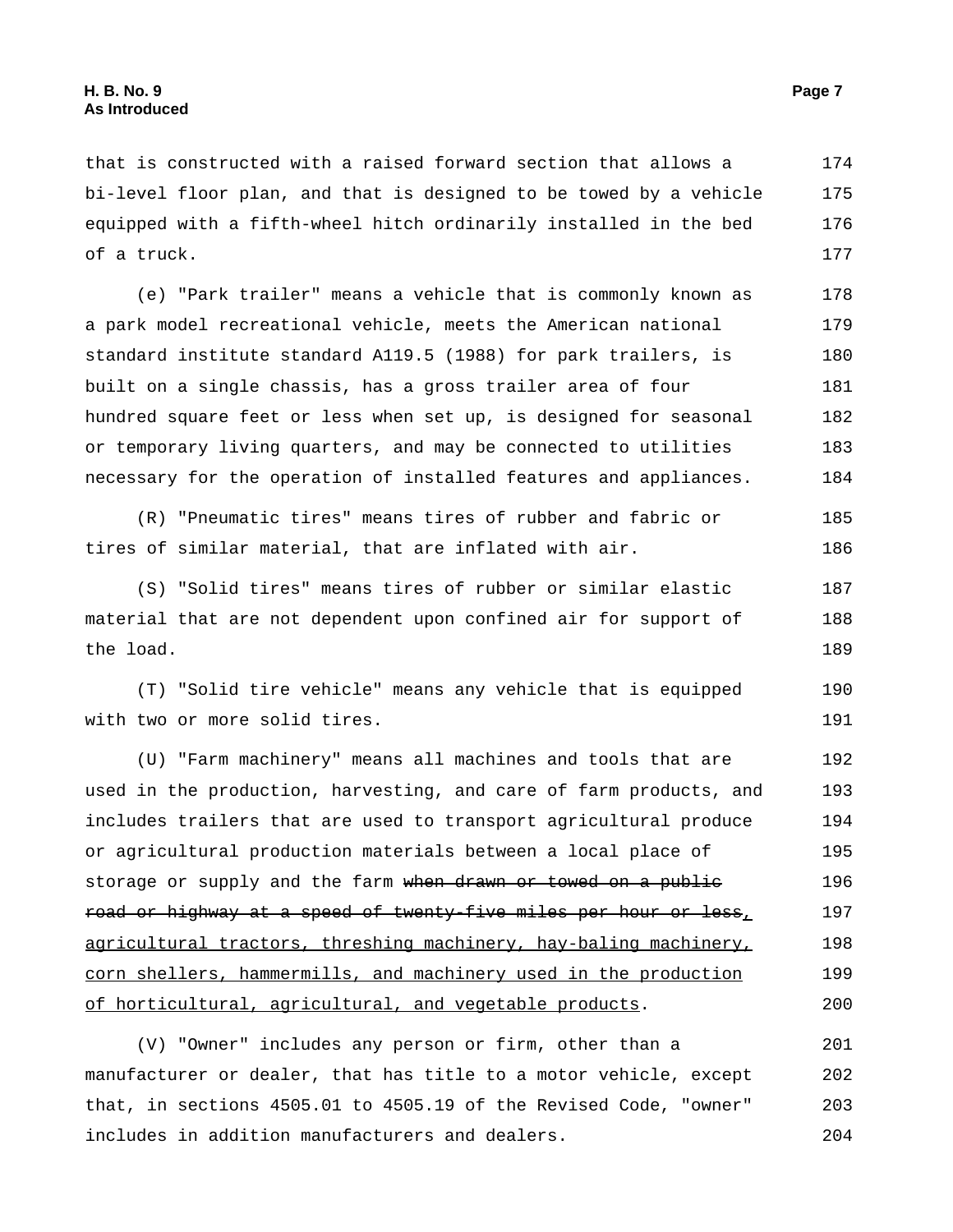that is constructed with a raised forward section that allows a bi-level floor plan, and that is designed to be towed by a vehicle equipped with a fifth-wheel hitch ordinarily installed in the bed of a truck.

(e) "Park trailer" means a vehicle that is commonly known as a park model recreational vehicle, meets the American national standard institute standard A119.5 (1988) for park trailers, is built on a single chassis, has a gross trailer area of four hundred square feet or less when set up, is designed for seasonal or temporary living quarters, and may be connected to utilities necessary for the operation of installed features and appliances.

(R) "Pneumatic tires" means tires of rubber and fabric or tires of similar material, that are inflated with air.

(S) "Solid tires" means tires of rubber or similar elastic material that are not dependent upon confined air for support of the load.

(T) "Solid tire vehicle" means any vehicle that is equipped with two or more solid tires.

(U) "Farm machinery" means all machines and tools that are used in the production, harvesting, and care of farm products, and includes trailers that are used to transport agricultural produce or agricultural production materials between a local place of storage or supply and the farm ~~when drawn or towed on a public road or highway at a speed of twenty-five miles per hour or less~~, agricultural tractors, threshing machinery, hay-baling machinery, corn shellers, hammermills, and machinery used in the production of horticultural, agricultural, and vegetable products.

(V) "Owner" includes any person or firm, other than a manufacturer or dealer, that has title to a motor vehicle, except that, in sections 4505.01 to 4505.19 of the Revised Code, "owner" includes in addition manufacturers and dealers.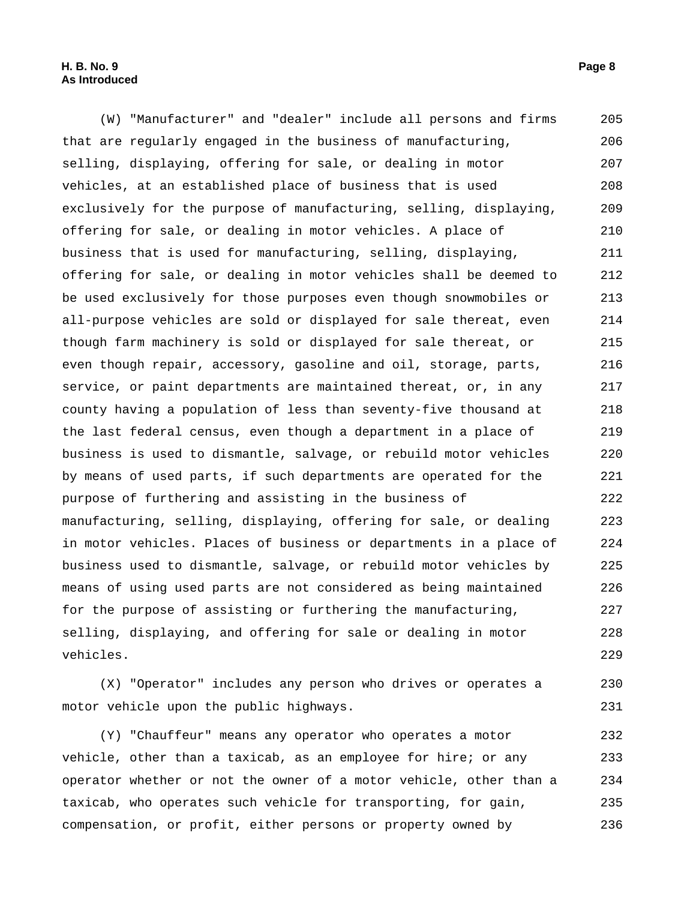(W) "Manufacturer" and "dealer" include all persons and firms that are regularly engaged in the business of manufacturing, selling, displaying, offering for sale, or dealing in motor vehicles, at an established place of business that is used exclusively for the purpose of manufacturing, selling, displaying, offering for sale, or dealing in motor vehicles. A place of business that is used for manufacturing, selling, displaying, offering for sale, or dealing in motor vehicles shall be deemed to be used exclusively for those purposes even though snowmobiles or all-purpose vehicles are sold or displayed for sale thereat, even though farm machinery is sold or displayed for sale thereat, or even though repair, accessory, gasoline and oil, storage, parts, service, or paint departments are maintained thereat, or, in any county having a population of less than seventy-five thousand at the last federal census, even though a department in a place of business is used to dismantle, salvage, or rebuild motor vehicles by means of used parts, if such departments are operated for the purpose of furthering and assisting in the business of manufacturing, selling, displaying, offering for sale, or dealing in motor vehicles. Places of business or departments in a place of business used to dismantle, salvage, or rebuild motor vehicles by means of using used parts are not considered as being maintained for the purpose of assisting or furthering the manufacturing, selling, displaying, and offering for sale or dealing in motor vehicles.

(X) "Operator" includes any person who drives or operates a motor vehicle upon the public highways.

(Y) "Chauffeur" means any operator who operates a motor vehicle, other than a taxicab, as an employee for hire; or any operator whether or not the owner of a motor vehicle, other than a taxicab, who operates such vehicle for transporting, for gain, compensation, or profit, either persons or property owned by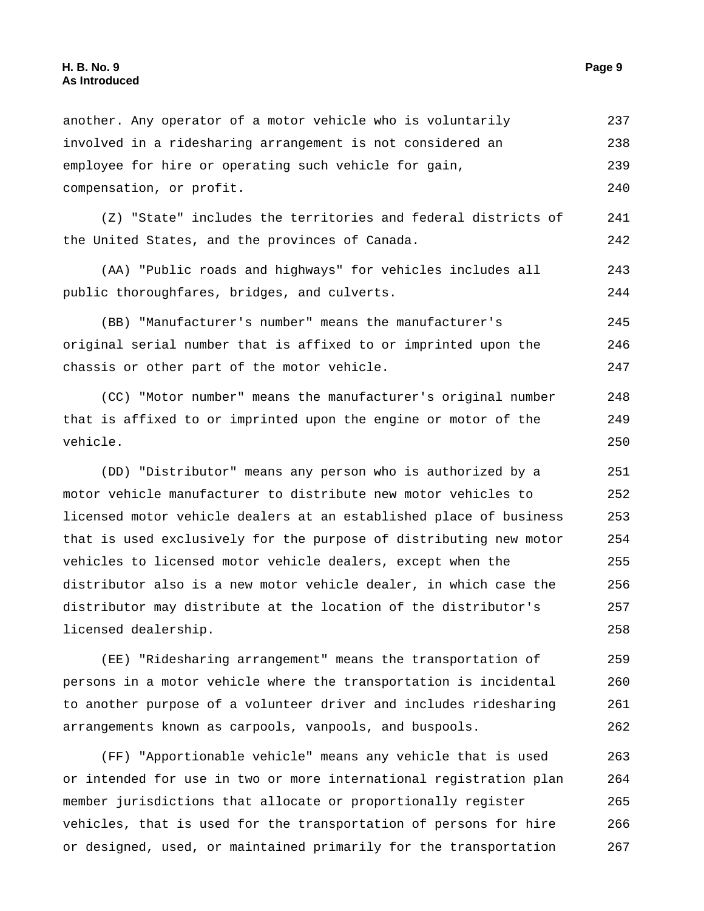another. Any operator of a motor vehicle who is voluntarily involved in a ridesharing arrangement is not considered an employee for hire or operating such vehicle for gain, compensation, or profit.

(Z) "State" includes the territories and federal districts of the United States, and the provinces of Canada.

(AA) "Public roads and highways" for vehicles includes all public thoroughfares, bridges, and culverts.

(BB) "Manufacturer's number" means the manufacturer's original serial number that is affixed to or imprinted upon the chassis or other part of the motor vehicle.

(CC) "Motor number" means the manufacturer's original number that is affixed to or imprinted upon the engine or motor of the vehicle.

(DD) "Distributor" means any person who is authorized by a motor vehicle manufacturer to distribute new motor vehicles to licensed motor vehicle dealers at an established place of business that is used exclusively for the purpose of distributing new motor vehicles to licensed motor vehicle dealers, except when the distributor also is a new motor vehicle dealer, in which case the distributor may distribute at the location of the distributor's licensed dealership.

(EE) "Ridesharing arrangement" means the transportation of persons in a motor vehicle where the transportation is incidental to another purpose of a volunteer driver and includes ridesharing arrangements known as carpools, vanpools, and buspools.

(FF) "Apportionable vehicle" means any vehicle that is used or intended for use in two or more international registration plan member jurisdictions that allocate or proportionally register vehicles, that is used for the transportation of persons for hire or designed, used, or maintained primarily for the transportation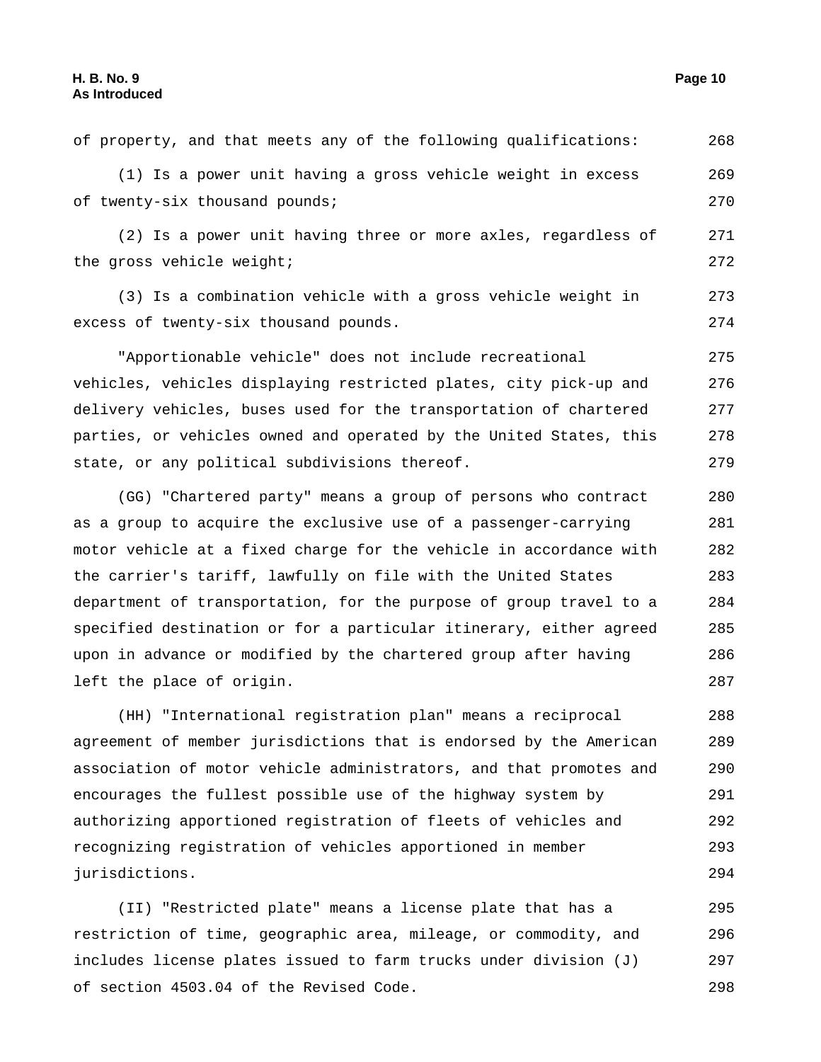of property, and that meets any of the following qualifications:

(1) Is a power unit having a gross vehicle weight in excess of twenty-six thousand pounds;

(2) Is a power unit having three or more axles, regardless of the gross vehicle weight;

(3) Is a combination vehicle with a gross vehicle weight in excess of twenty-six thousand pounds.

"Apportionable vehicle" does not include recreational vehicles, vehicles displaying restricted plates, city pick-up and delivery vehicles, buses used for the transportation of chartered parties, or vehicles owned and operated by the United States, this state, or any political subdivisions thereof.

(GG) "Chartered party" means a group of persons who contract as a group to acquire the exclusive use of a passenger-carrying motor vehicle at a fixed charge for the vehicle in accordance with the carrier's tariff, lawfully on file with the United States department of transportation, for the purpose of group travel to a specified destination or for a particular itinerary, either agreed upon in advance or modified by the chartered group after having left the place of origin.

(HH) "International registration plan" means a reciprocal agreement of member jurisdictions that is endorsed by the American association of motor vehicle administrators, and that promotes and encourages the fullest possible use of the highway system by authorizing apportioned registration of fleets of vehicles and recognizing registration of vehicles apportioned in member jurisdictions.

(II) "Restricted plate" means a license plate that has a restriction of time, geographic area, mileage, or commodity, and includes license plates issued to farm trucks under division (J) of section 4503.04 of the Revised Code.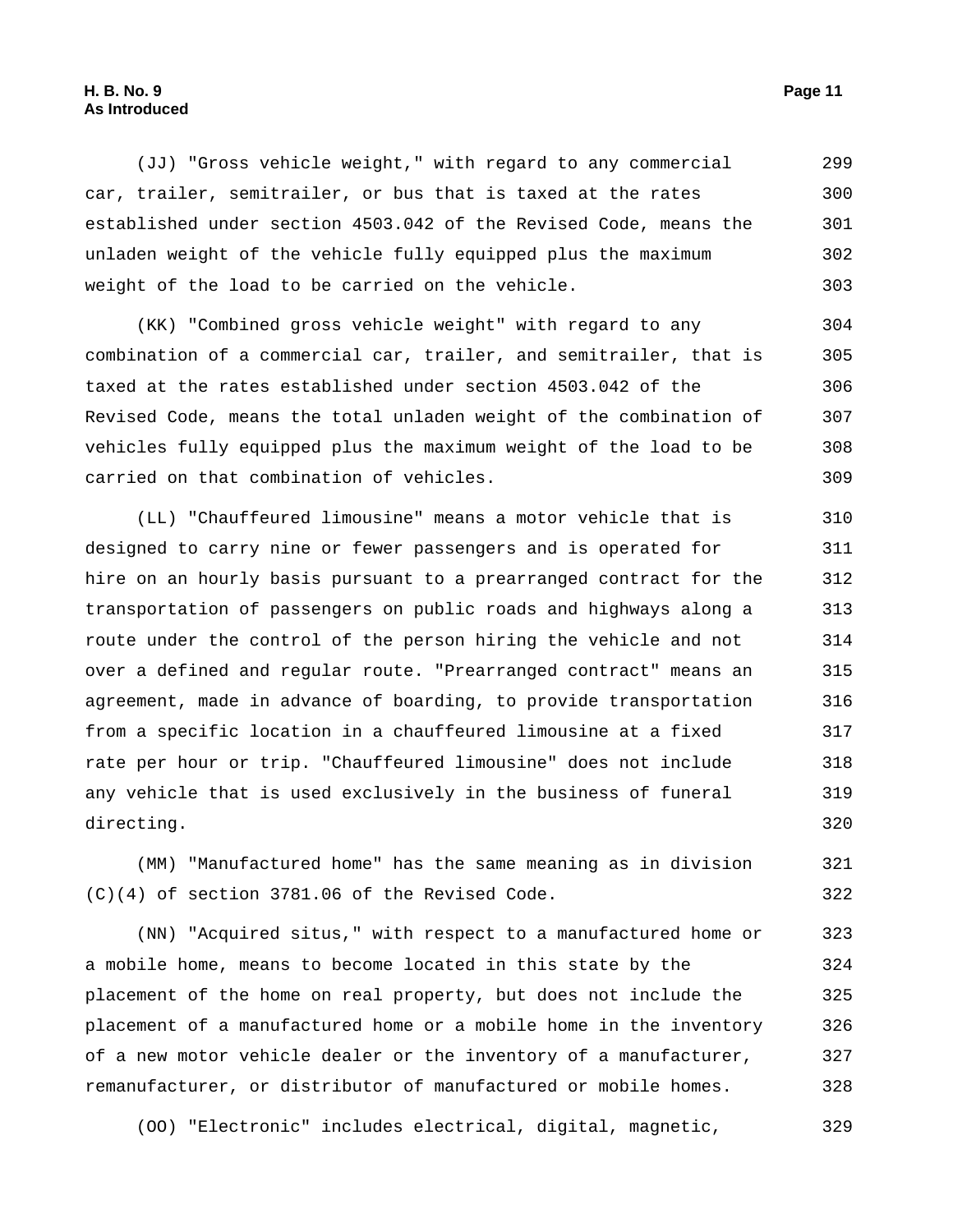(JJ) "Gross vehicle weight," with regard to any commercial car, trailer, semitrailer, or bus that is taxed at the rates established under section 4503.042 of the Revised Code, means the unladen weight of the vehicle fully equipped plus the maximum weight of the load to be carried on the vehicle.

(KK) "Combined gross vehicle weight" with regard to any combination of a commercial car, trailer, and semitrailer, that is taxed at the rates established under section 4503.042 of the Revised Code, means the total unladen weight of the combination of vehicles fully equipped plus the maximum weight of the load to be carried on that combination of vehicles.

(LL) "Chauffeured limousine" means a motor vehicle that is designed to carry nine or fewer passengers and is operated for hire on an hourly basis pursuant to a prearranged contract for the transportation of passengers on public roads and highways along a route under the control of the person hiring the vehicle and not over a defined and regular route. "Prearranged contract" means an agreement, made in advance of boarding, to provide transportation from a specific location in a chauffeured limousine at a fixed rate per hour or trip. "Chauffeured limousine" does not include any vehicle that is used exclusively in the business of funeral directing.

(MM) "Manufactured home" has the same meaning as in division (C)(4) of section 3781.06 of the Revised Code.

(NN) "Acquired situs," with respect to a manufactured home or a mobile home, means to become located in this state by the placement of the home on real property, but does not include the placement of a manufactured home or a mobile home in the inventory of a new motor vehicle dealer or the inventory of a manufacturer, remanufacturer, or distributor of manufactured or mobile homes.

(OO) "Electronic" includes electrical, digital, magnetic,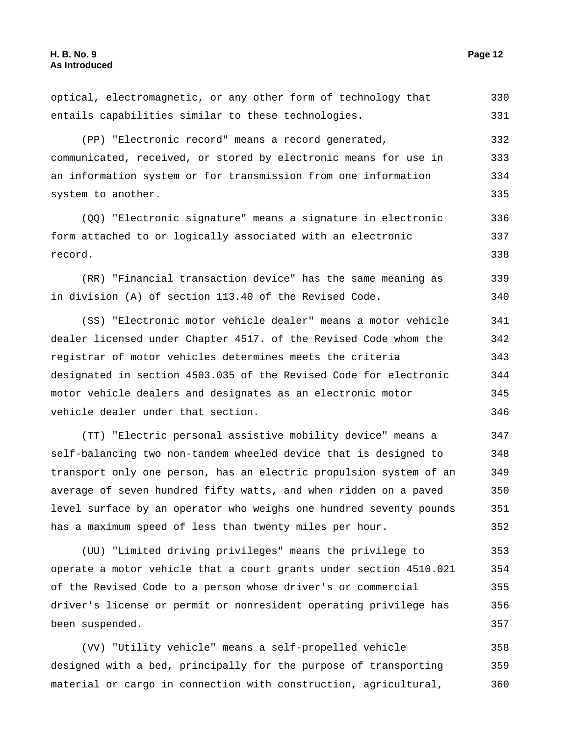optical, electromagnetic, or any other form of technology that entails capabilities similar to these technologies.

(PP) "Electronic record" means a record generated, communicated, received, or stored by electronic means for use in an information system or for transmission from one information system to another.

(QQ) "Electronic signature" means a signature in electronic form attached to or logically associated with an electronic record.

(RR) "Financial transaction device" has the same meaning as in division (A) of section 113.40 of the Revised Code.

(SS) "Electronic motor vehicle dealer" means a motor vehicle dealer licensed under Chapter 4517. of the Revised Code whom the registrar of motor vehicles determines meets the criteria designated in section 4503.035 of the Revised Code for electronic motor vehicle dealers and designates as an electronic motor vehicle dealer under that section.

(TT) "Electric personal assistive mobility device" means a self-balancing two non-tandem wheeled device that is designed to transport only one person, has an electric propulsion system of an average of seven hundred fifty watts, and when ridden on a paved level surface by an operator who weighs one hundred seventy pounds has a maximum speed of less than twenty miles per hour.

(UU) "Limited driving privileges" means the privilege to operate a motor vehicle that a court grants under section 4510.021 of the Revised Code to a person whose driver's or commercial driver's license or permit or nonresident operating privilege has been suspended.

(VV) "Utility vehicle" means a self-propelled vehicle designed with a bed, principally for the purpose of transporting material or cargo in connection with construction, agricultural,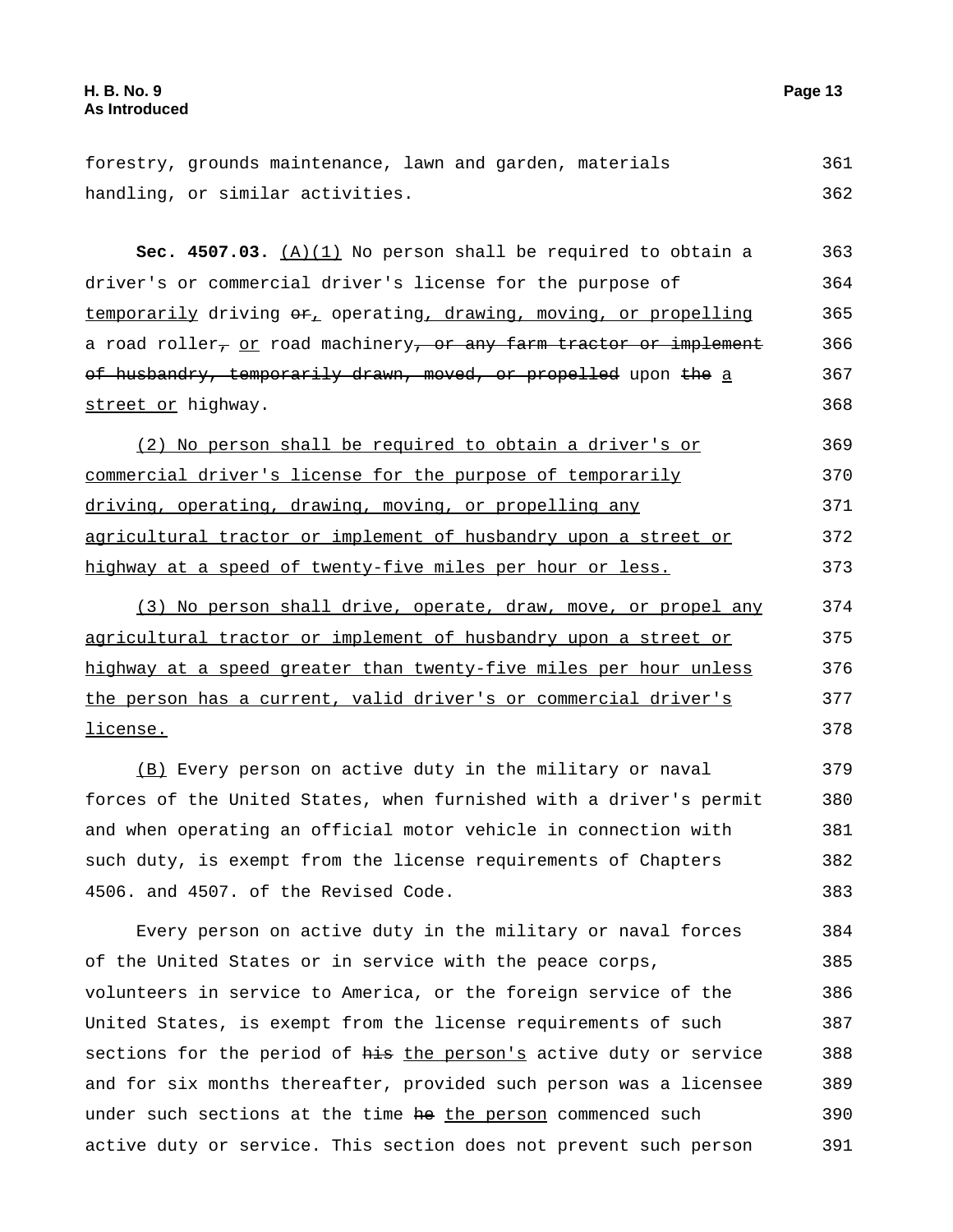forestry, grounds maintenance, lawn and garden, materials handling, or similar activities.

**Sec. 4507.03.** (A)(1) No person shall be required to obtain a driver's or commercial driver's license for the purpose of temporarily driving ~~or~~, operating, drawing, moving, or propelling a road roller~~,~~ or road machinery~~, or any farm tractor or implement of husbandry, temporarily drawn, moved, or propelled~~ upon ~~the~~ a street or highway.

(2) No person shall be required to obtain a driver's or commercial driver's license for the purpose of temporarily driving, operating, drawing, moving, or propelling any agricultural tractor or implement of husbandry upon a street or highway at a speed of twenty-five miles per hour or less.

(3) No person shall drive, operate, draw, move, or propel any agricultural tractor or implement of husbandry upon a street or highway at a speed greater than twenty-five miles per hour unless the person has a current, valid driver's or commercial driver's license.

(B) Every person on active duty in the military or naval forces of the United States, when furnished with a driver's permit and when operating an official motor vehicle in connection with such duty, is exempt from the license requirements of Chapters 4506. and 4507. of the Revised Code.

Every person on active duty in the military or naval forces of the United States or in service with the peace corps, volunteers in service to America, or the foreign service of the United States, is exempt from the license requirements of such sections for the period of ~~his~~ the person's active duty or service and for six months thereafter, provided such person was a licensee under such sections at the time ~~he~~ the person commenced such active duty or service. This section does not prevent such person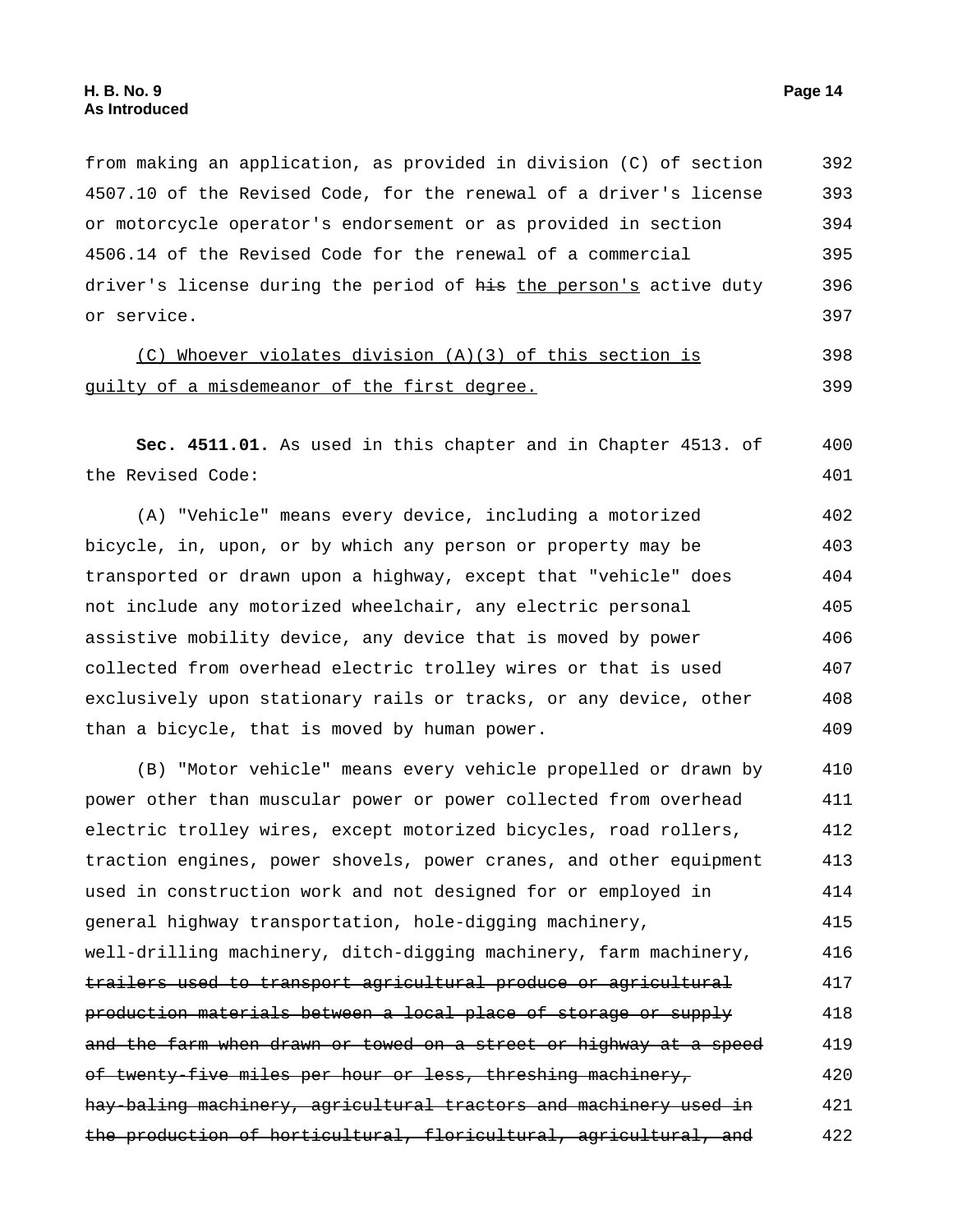from making an application, as provided in division (C) of section 4507.10 of the Revised Code, for the renewal of a driver's license or motorcycle operator's endorsement or as provided in section 4506.14 of the Revised Code for the renewal of a commercial driver's license during the period of ~~his~~ the person's active duty or service.

(C) Whoever violates division (A)(3) of this section is guilty of a misdemeanor of the first degree.

**Sec. 4511.01.** As used in this chapter and in Chapter 4513. of the Revised Code:

(A) "Vehicle" means every device, including a motorized bicycle, in, upon, or by which any person or property may be transported or drawn upon a highway, except that "vehicle" does not include any motorized wheelchair, any electric personal assistive mobility device, any device that is moved by power collected from overhead electric trolley wires or that is used exclusively upon stationary rails or tracks, or any device, other than a bicycle, that is moved by human power.

(B) "Motor vehicle" means every vehicle propelled or drawn by power other than muscular power or power collected from overhead electric trolley wires, except motorized bicycles, road rollers, traction engines, power shovels, power cranes, and other equipment used in construction work and not designed for or employed in general highway transportation, hole-digging machinery, well-drilling machinery, ditch-digging machinery, farm machinery, ~~trailers used to transport agricultural produce or agricultural production materials between a local place of storage or supply and the farm when drawn or towed on a street or highway at a speed of twenty-five miles per hour or less, threshing machinery, hay-baling machinery, agricultural tractors and machinery used in the production of horticultural, floricultural, agricultural, and~~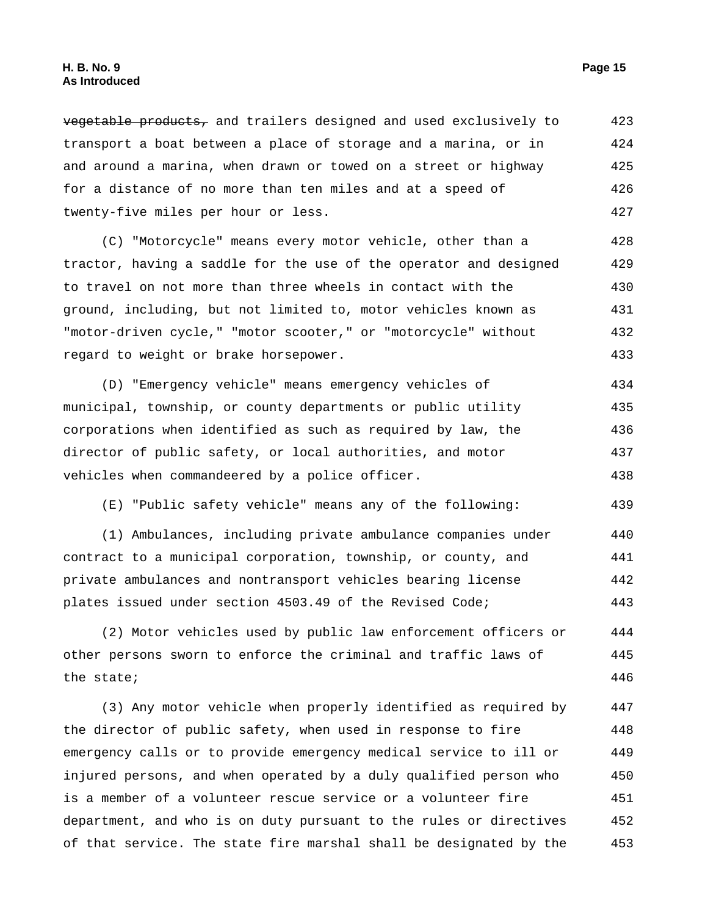~~vegetable products,~~ and trailers designed and used exclusively to transport a boat between a place of storage and a marina, or in and around a marina, when drawn or towed on a street or highway for a distance of no more than ten miles and at a speed of twenty-five miles per hour or less.

(C) "Motorcycle" means every motor vehicle, other than a tractor, having a saddle for the use of the operator and designed to travel on not more than three wheels in contact with the ground, including, but not limited to, motor vehicles known as "motor-driven cycle," "motor scooter," or "motorcycle" without regard to weight or brake horsepower.

(D) "Emergency vehicle" means emergency vehicles of municipal, township, or county departments or public utility corporations when identified as such as required by law, the director of public safety, or local authorities, and motor vehicles when commandeered by a police officer.

(E) "Public safety vehicle" means any of the following:

(1) Ambulances, including private ambulance companies under contract to a municipal corporation, township, or county, and private ambulances and nontransport vehicles bearing license plates issued under section 4503.49 of the Revised Code;

(2) Motor vehicles used by public law enforcement officers or other persons sworn to enforce the criminal and traffic laws of the state;

(3) Any motor vehicle when properly identified as required by the director of public safety, when used in response to fire emergency calls or to provide emergency medical service to ill or injured persons, and when operated by a duly qualified person who is a member of a volunteer rescue service or a volunteer fire department, and who is on duty pursuant to the rules or directives of that service. The state fire marshal shall be designated by the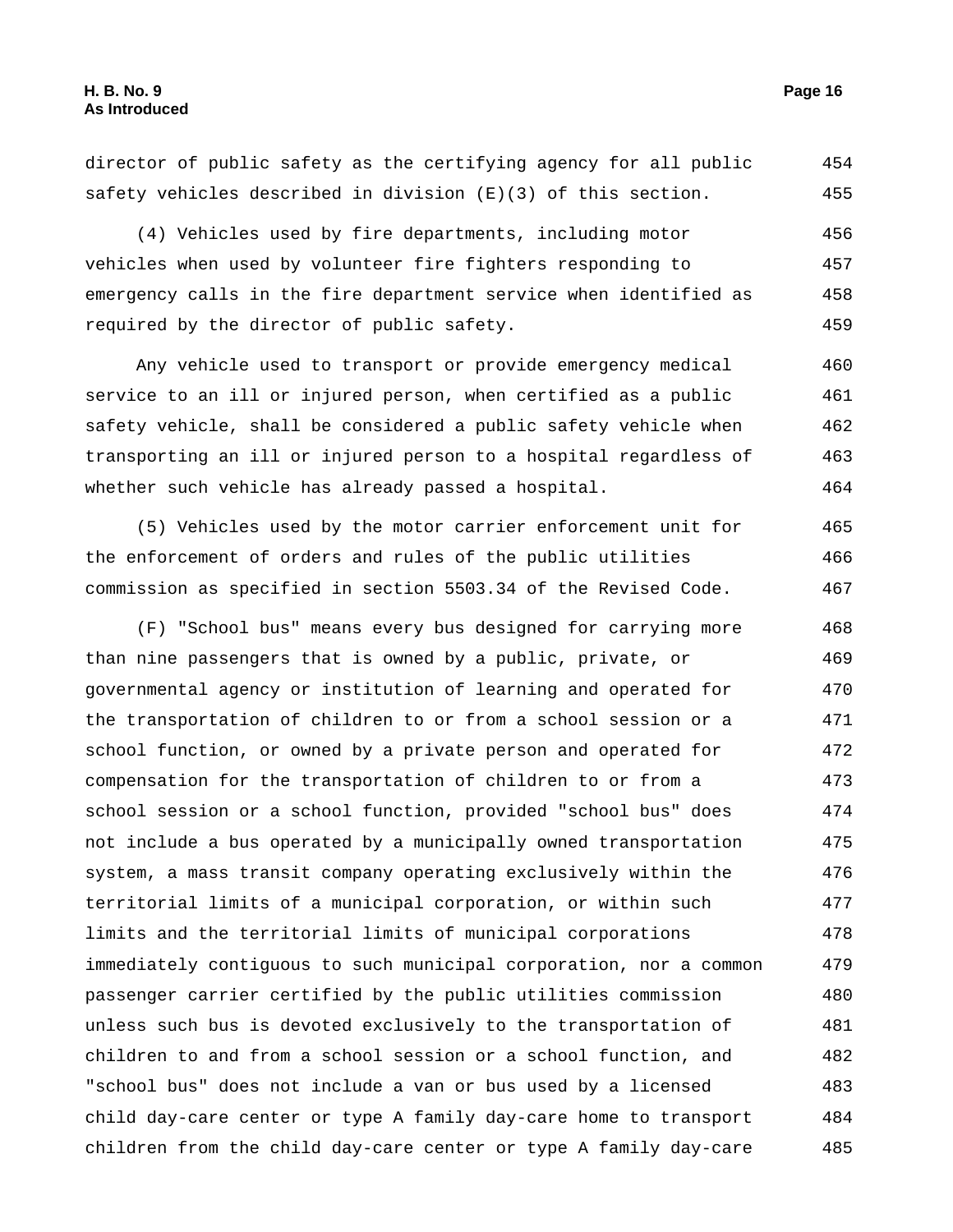director of public safety as the certifying agency for all public safety vehicles described in division (E)(3) of this section.

(4) Vehicles used by fire departments, including motor vehicles when used by volunteer fire fighters responding to emergency calls in the fire department service when identified as required by the director of public safety.

Any vehicle used to transport or provide emergency medical service to an ill or injured person, when certified as a public safety vehicle, shall be considered a public safety vehicle when transporting an ill or injured person to a hospital regardless of whether such vehicle has already passed a hospital.

(5) Vehicles used by the motor carrier enforcement unit for the enforcement of orders and rules of the public utilities commission as specified in section 5503.34 of the Revised Code.

(F) "School bus" means every bus designed for carrying more than nine passengers that is owned by a public, private, or governmental agency or institution of learning and operated for the transportation of children to or from a school session or a school function, or owned by a private person and operated for compensation for the transportation of children to or from a school session or a school function, provided "school bus" does not include a bus operated by a municipally owned transportation system, a mass transit company operating exclusively within the territorial limits of a municipal corporation, or within such limits and the territorial limits of municipal corporations immediately contiguous to such municipal corporation, nor a common passenger carrier certified by the public utilities commission unless such bus is devoted exclusively to the transportation of children to and from a school session or a school function, and "school bus" does not include a van or bus used by a licensed child day-care center or type A family day-care home to transport children from the child day-care center or type A family day-care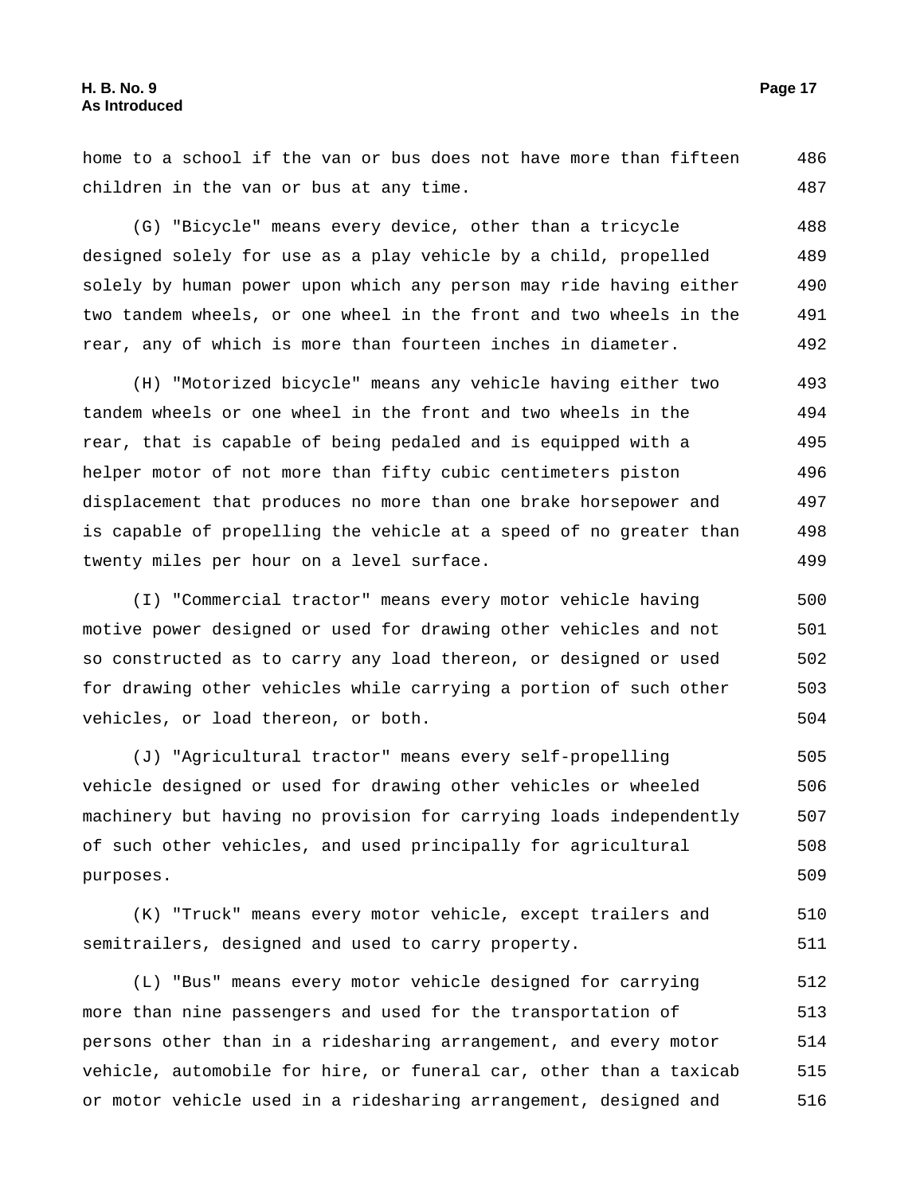home to a school if the van or bus does not have more than fifteen children in the van or bus at any time.

(G) "Bicycle" means every device, other than a tricycle designed solely for use as a play vehicle by a child, propelled solely by human power upon which any person may ride having either two tandem wheels, or one wheel in the front and two wheels in the rear, any of which is more than fourteen inches in diameter.

(H) "Motorized bicycle" means any vehicle having either two tandem wheels or one wheel in the front and two wheels in the rear, that is capable of being pedaled and is equipped with a helper motor of not more than fifty cubic centimeters piston displacement that produces no more than one brake horsepower and is capable of propelling the vehicle at a speed of no greater than twenty miles per hour on a level surface.

(I) "Commercial tractor" means every motor vehicle having motive power designed or used for drawing other vehicles and not so constructed as to carry any load thereon, or designed or used for drawing other vehicles while carrying a portion of such other vehicles, or load thereon, or both.

(J) "Agricultural tractor" means every self-propelling vehicle designed or used for drawing other vehicles or wheeled machinery but having no provision for carrying loads independently of such other vehicles, and used principally for agricultural purposes.

(K) "Truck" means every motor vehicle, except trailers and semitrailers, designed and used to carry property.

(L) "Bus" means every motor vehicle designed for carrying more than nine passengers and used for the transportation of persons other than in a ridesharing arrangement, and every motor vehicle, automobile for hire, or funeral car, other than a taxicab or motor vehicle used in a ridesharing arrangement, designed and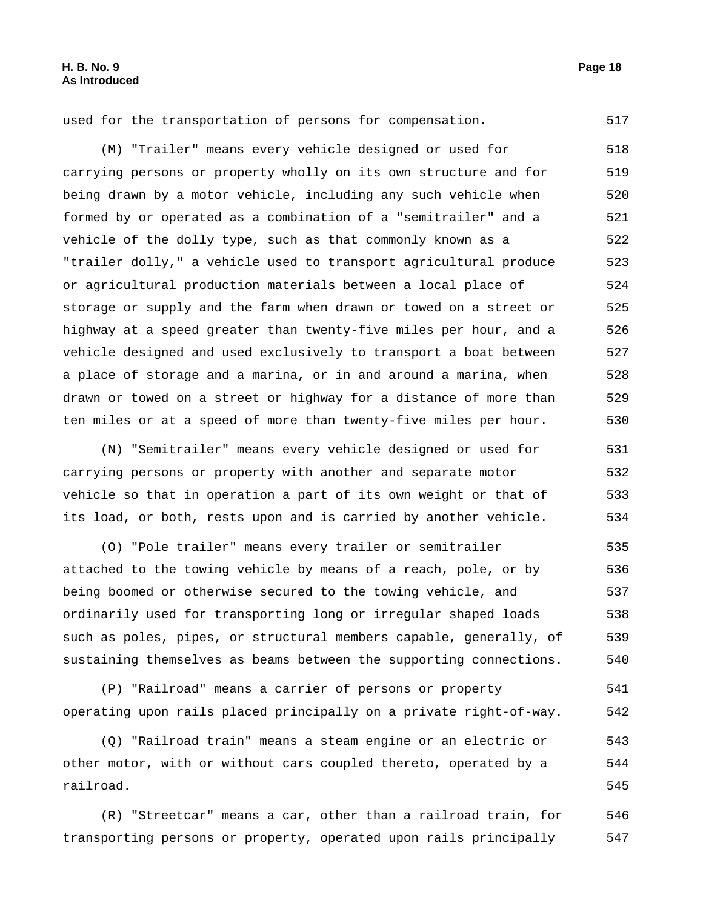used for the transportation of persons for compensation.

(M) "Trailer" means every vehicle designed or used for carrying persons or property wholly on its own structure and for being drawn by a motor vehicle, including any such vehicle when formed by or operated as a combination of a "semitrailer" and a vehicle of the dolly type, such as that commonly known as a "trailer dolly," a vehicle used to transport agricultural produce or agricultural production materials between a local place of storage or supply and the farm when drawn or towed on a street or highway at a speed greater than twenty-five miles per hour, and a vehicle designed and used exclusively to transport a boat between a place of storage and a marina, or in and around a marina, when drawn or towed on a street or highway for a distance of more than ten miles or at a speed of more than twenty-five miles per hour.

(N) "Semitrailer" means every vehicle designed or used for carrying persons or property with another and separate motor vehicle so that in operation a part of its own weight or that of its load, or both, rests upon and is carried by another vehicle.

(O) "Pole trailer" means every trailer or semitrailer attached to the towing vehicle by means of a reach, pole, or by being boomed or otherwise secured to the towing vehicle, and ordinarily used for transporting long or irregular shaped loads such as poles, pipes, or structural members capable, generally, of sustaining themselves as beams between the supporting connections.

(P) "Railroad" means a carrier of persons or property operating upon rails placed principally on a private right-of-way.

(Q) "Railroad train" means a steam engine or an electric or other motor, with or without cars coupled thereto, operated by a railroad.

(R) "Streetcar" means a car, other than a railroad train, for transporting persons or property, operated upon rails principally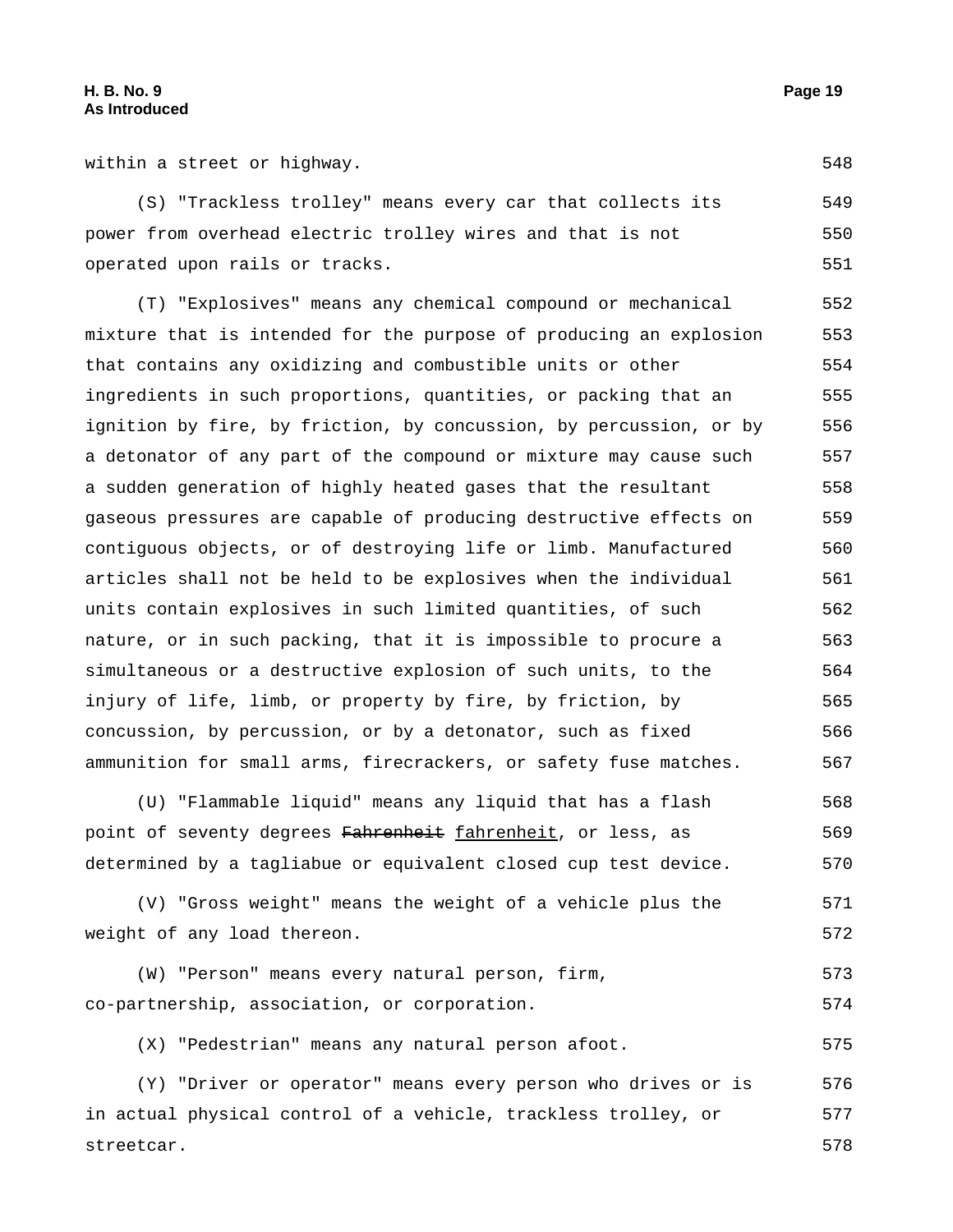within a street or highway. 548

(S) "Trackless trolley" means every car that collects its power from overhead electric trolley wires and that is not operated upon rails or tracks. 549 550 551

(T) "Explosives" means any chemical compound or mechanical mixture that is intended for the purpose of producing an explosion that contains any oxidizing and combustible units or other ingredients in such proportions, quantities, or packing that an ignition by fire, by friction, by concussion, by percussion, or by a detonator of any part of the compound or mixture may cause such a sudden generation of highly heated gases that the resultant gaseous pressures are capable of producing destructive effects on contiguous objects, or of destroying life or limb. Manufactured articles shall not be held to be explosives when the individual units contain explosives in such limited quantities, of such nature, or in such packing, that it is impossible to procure a simultaneous or a destructive explosion of such units, to the injury of life, limb, or property by fire, by friction, by concussion, by percussion, or by a detonator, such as fixed ammunition for small arms, firecrackers, or safety fuse matches. 552 553 554 555 556 557 558 559 560 561 562 563 564 565 566 567

(U) "Flammable liquid" means any liquid that has a flash point of seventy degrees ~~Fahrenheit~~ fahrenheit, or less, as determined by a tagliabue or equivalent closed cup test device. 568 569 570

(V) "Gross weight" means the weight of a vehicle plus the weight of any load thereon. 571 572

(W) "Person" means every natural person, firm, co-partnership, association, or corporation. 573 574

(X) "Pedestrian" means any natural person afoot. 575

(Y) "Driver or operator" means every person who drives or is in actual physical control of a vehicle, trackless trolley, or streetcar. 576 577 578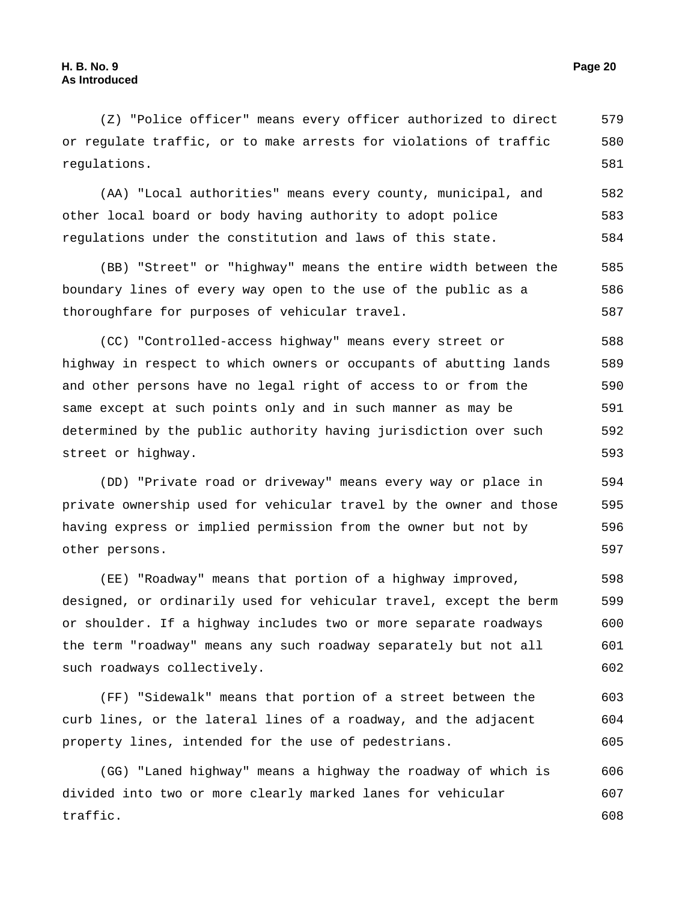(Z) "Police officer" means every officer authorized to direct or regulate traffic, or to make arrests for violations of traffic regulations.

(AA) "Local authorities" means every county, municipal, and other local board or body having authority to adopt police regulations under the constitution and laws of this state.

(BB) "Street" or "highway" means the entire width between the boundary lines of every way open to the use of the public as a thoroughfare for purposes of vehicular travel.

(CC) "Controlled-access highway" means every street or highway in respect to which owners or occupants of abutting lands and other persons have no legal right of access to or from the same except at such points only and in such manner as may be determined by the public authority having jurisdiction over such street or highway.

(DD) "Private road or driveway" means every way or place in private ownership used for vehicular travel by the owner and those having express or implied permission from the owner but not by other persons.

(EE) "Roadway" means that portion of a highway improved, designed, or ordinarily used for vehicular travel, except the berm or shoulder. If a highway includes two or more separate roadways the term "roadway" means any such roadway separately but not all such roadways collectively.

(FF) "Sidewalk" means that portion of a street between the curb lines, or the lateral lines of a roadway, and the adjacent property lines, intended for the use of pedestrians.

(GG) "Laned highway" means a highway the roadway of which is divided into two or more clearly marked lanes for vehicular traffic.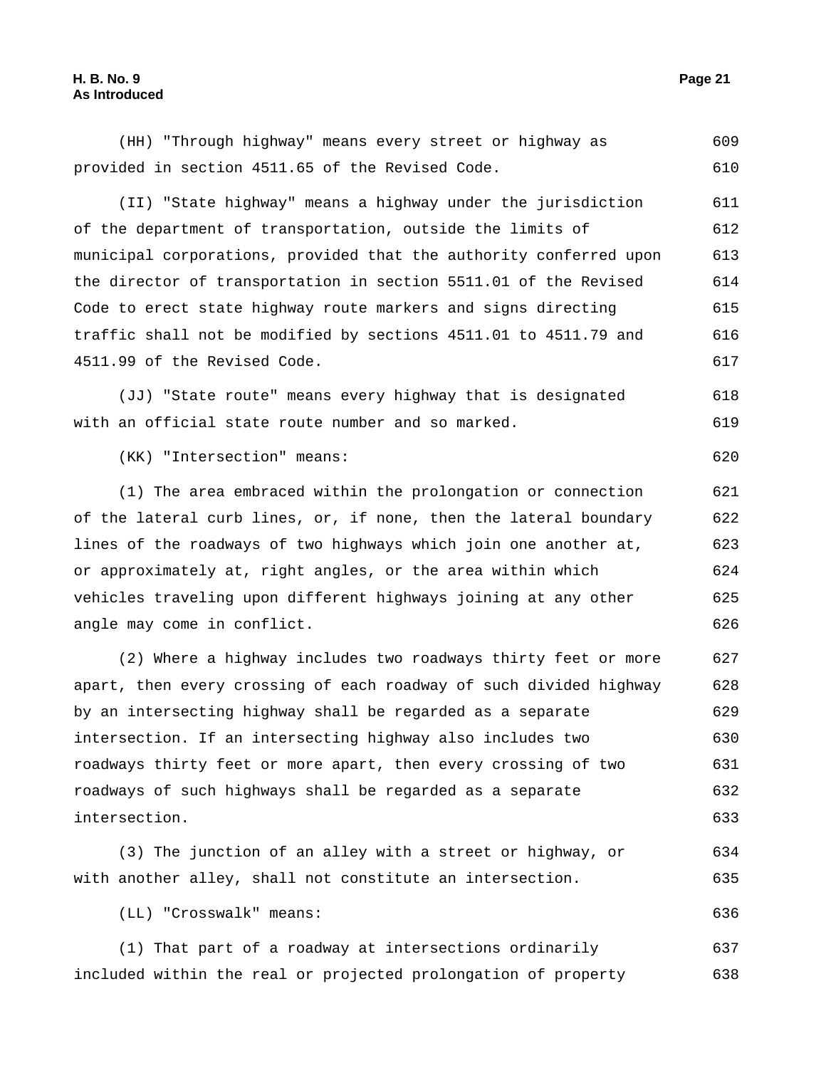(HH) "Through highway" means every street or highway as provided in section 4511.65 of the Revised Code.

(II) "State highway" means a highway under the jurisdiction of the department of transportation, outside the limits of municipal corporations, provided that the authority conferred upon the director of transportation in section 5511.01 of the Revised Code to erect state highway route markers and signs directing traffic shall not be modified by sections 4511.01 to 4511.79 and 4511.99 of the Revised Code.

(JJ) "State route" means every highway that is designated with an official state route number and so marked.

(KK) "Intersection" means:

(1) The area embraced within the prolongation or connection of the lateral curb lines, or, if none, then the lateral boundary lines of the roadways of two highways which join one another at, or approximately at, right angles, or the area within which vehicles traveling upon different highways joining at any other angle may come in conflict.

(2) Where a highway includes two roadways thirty feet or more apart, then every crossing of each roadway of such divided highway by an intersecting highway shall be regarded as a separate intersection. If an intersecting highway also includes two roadways thirty feet or more apart, then every crossing of two roadways of such highways shall be regarded as a separate intersection.

(3) The junction of an alley with a street or highway, or with another alley, shall not constitute an intersection.

(LL) "Crosswalk" means:

(1) That part of a roadway at intersections ordinarily included within the real or projected prolongation of property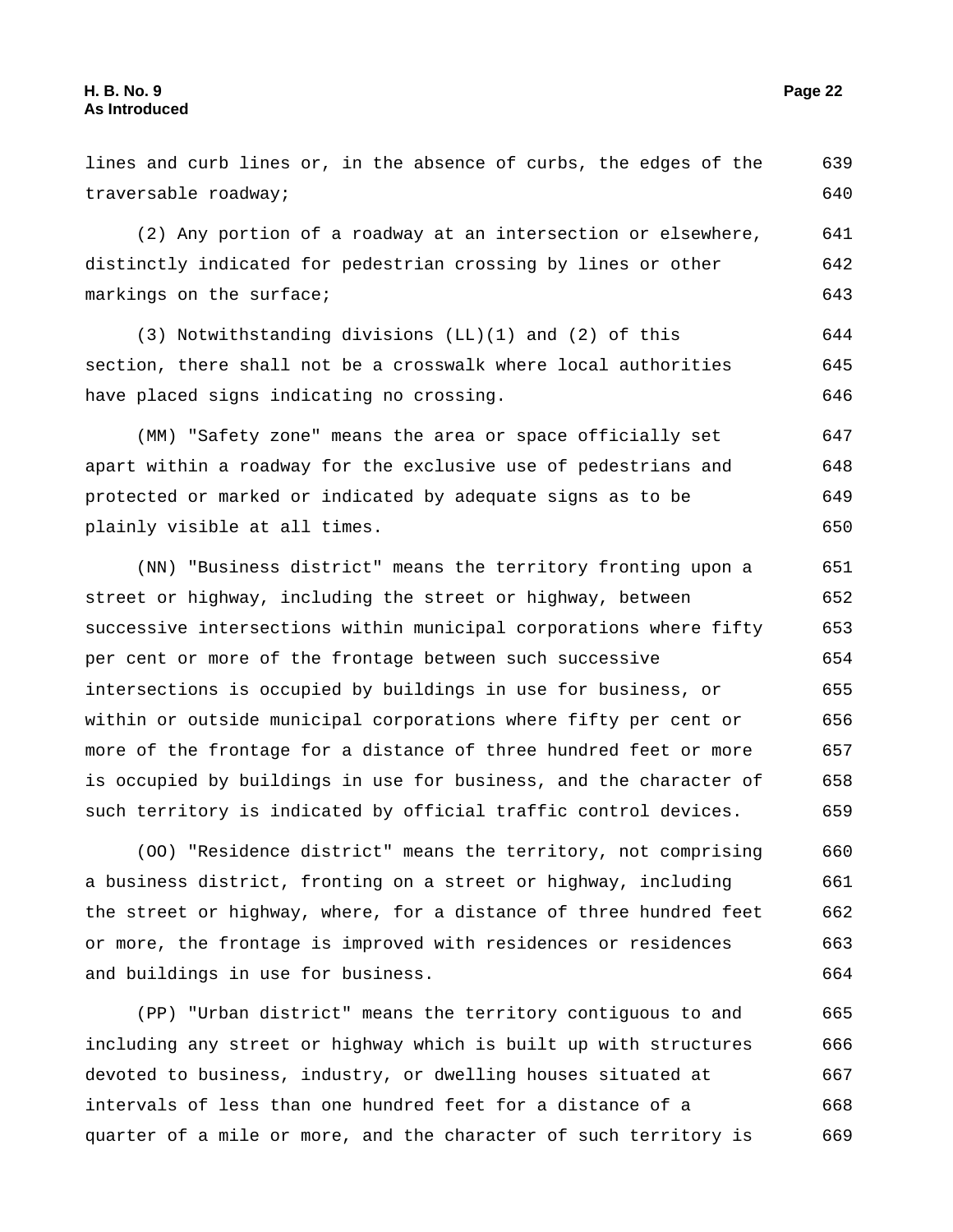lines and curb lines or, in the absence of curbs, the edges of the traversable roadway;

(2) Any portion of a roadway at an intersection or elsewhere, distinctly indicated for pedestrian crossing by lines or other markings on the surface;

(3) Notwithstanding divisions (LL)(1) and (2) of this section, there shall not be a crosswalk where local authorities have placed signs indicating no crossing.

(MM) "Safety zone" means the area or space officially set apart within a roadway for the exclusive use of pedestrians and protected or marked or indicated by adequate signs as to be plainly visible at all times.

(NN) "Business district" means the territory fronting upon a street or highway, including the street or highway, between successive intersections within municipal corporations where fifty per cent or more of the frontage between such successive intersections is occupied by buildings in use for business, or within or outside municipal corporations where fifty per cent or more of the frontage for a distance of three hundred feet or more is occupied by buildings in use for business, and the character of such territory is indicated by official traffic control devices.

(OO) "Residence district" means the territory, not comprising a business district, fronting on a street or highway, including the street or highway, where, for a distance of three hundred feet or more, the frontage is improved with residences or residences and buildings in use for business.

(PP) "Urban district" means the territory contiguous to and including any street or highway which is built up with structures devoted to business, industry, or dwelling houses situated at intervals of less than one hundred feet for a distance of a quarter of a mile or more, and the character of such territory is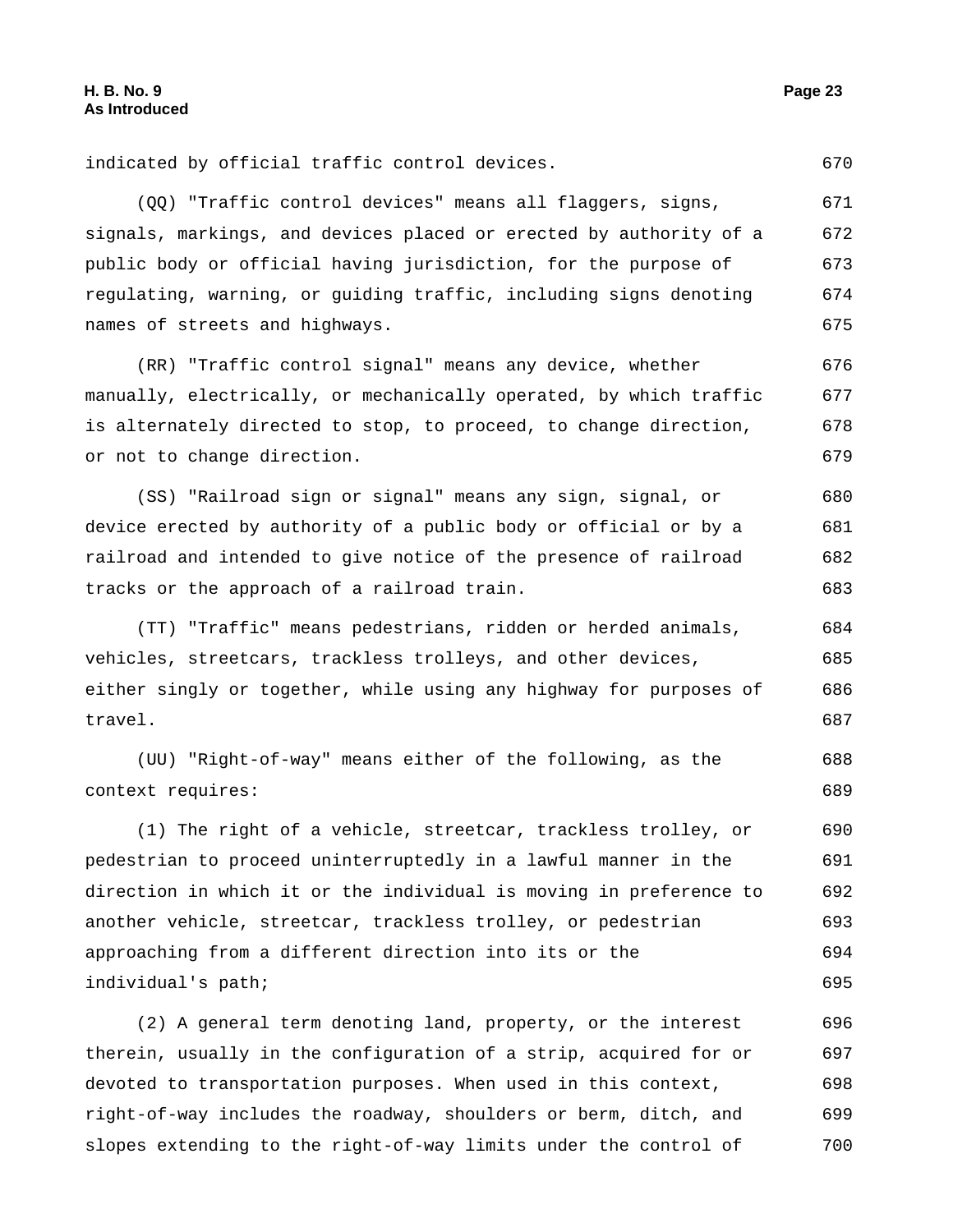indicated by official traffic control devices.

(QQ) "Traffic control devices" means all flaggers, signs, signals, markings, and devices placed or erected by authority of a public body or official having jurisdiction, for the purpose of regulating, warning, or guiding traffic, including signs denoting names of streets and highways.

(RR) "Traffic control signal" means any device, whether manually, electrically, or mechanically operated, by which traffic is alternately directed to stop, to proceed, to change direction, or not to change direction.

(SS) "Railroad sign or signal" means any sign, signal, or device erected by authority of a public body or official or by a railroad and intended to give notice of the presence of railroad tracks or the approach of a railroad train.

(TT) "Traffic" means pedestrians, ridden or herded animals, vehicles, streetcars, trackless trolleys, and other devices, either singly or together, while using any highway for purposes of travel.

(UU) "Right-of-way" means either of the following, as the context requires:

(1) The right of a vehicle, streetcar, trackless trolley, or pedestrian to proceed uninterruptedly in a lawful manner in the direction in which it or the individual is moving in preference to another vehicle, streetcar, trackless trolley, or pedestrian approaching from a different direction into its or the individual's path;

(2) A general term denoting land, property, or the interest therein, usually in the configuration of a strip, acquired for or devoted to transportation purposes. When used in this context, right-of-way includes the roadway, shoulders or berm, ditch, and slopes extending to the right-of-way limits under the control of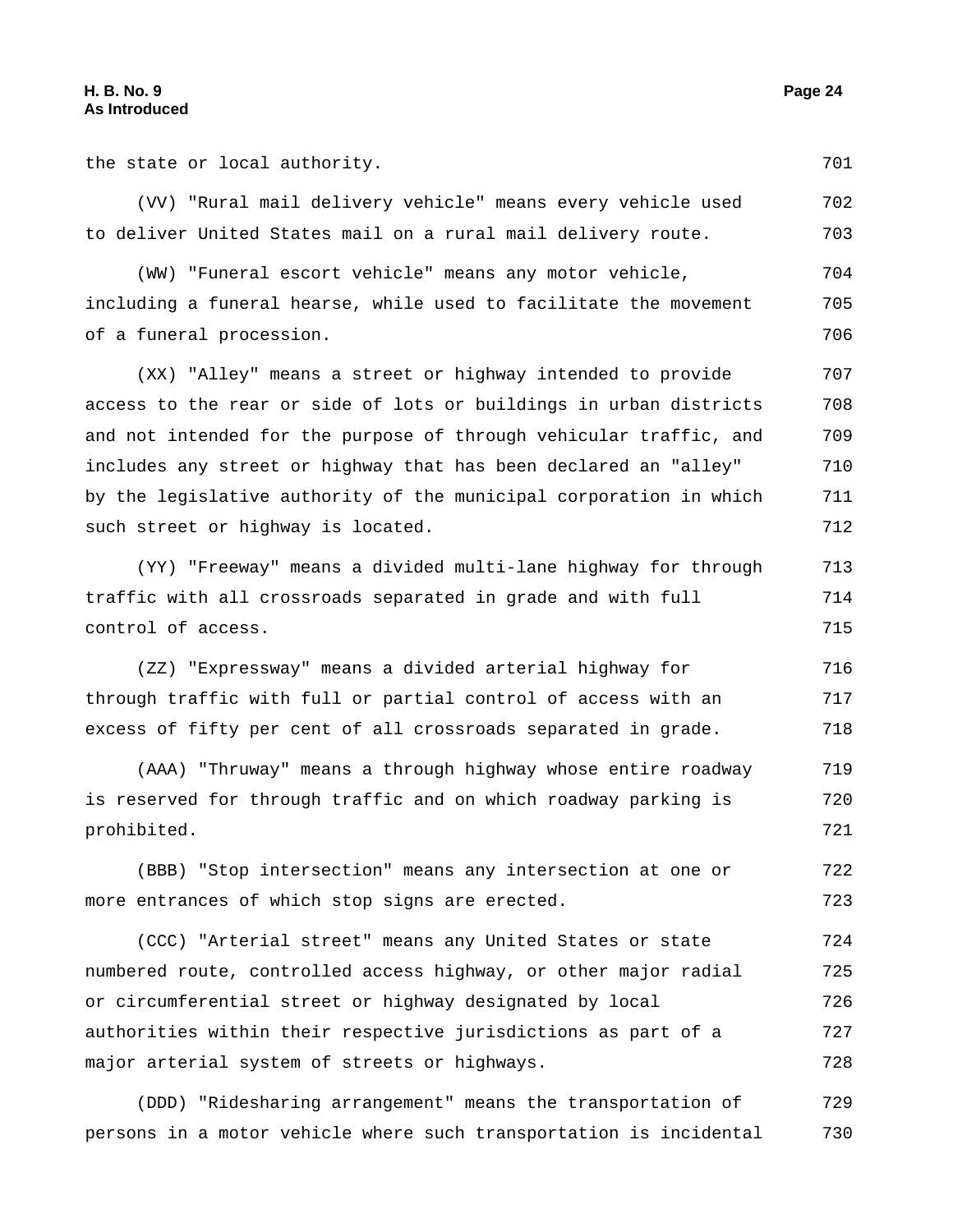the state or local authority.

(VV) "Rural mail delivery vehicle" means every vehicle used to deliver United States mail on a rural mail delivery route.

(WW) "Funeral escort vehicle" means any motor vehicle, including a funeral hearse, while used to facilitate the movement of a funeral procession.

(XX) "Alley" means a street or highway intended to provide access to the rear or side of lots or buildings in urban districts and not intended for the purpose of through vehicular traffic, and includes any street or highway that has been declared an "alley" by the legislative authority of the municipal corporation in which such street or highway is located.

(YY) "Freeway" means a divided multi-lane highway for through traffic with all crossroads separated in grade and with full control of access.

(ZZ) "Expressway" means a divided arterial highway for through traffic with full or partial control of access with an excess of fifty per cent of all crossroads separated in grade.

(AAA) "Thruway" means a through highway whose entire roadway is reserved for through traffic and on which roadway parking is prohibited.

(BBB) "Stop intersection" means any intersection at one or more entrances of which stop signs are erected.

(CCC) "Arterial street" means any United States or state numbered route, controlled access highway, or other major radial or circumferential street or highway designated by local authorities within their respective jurisdictions as part of a major arterial system of streets or highways.

(DDD) "Ridesharing arrangement" means the transportation of persons in a motor vehicle where such transportation is incidental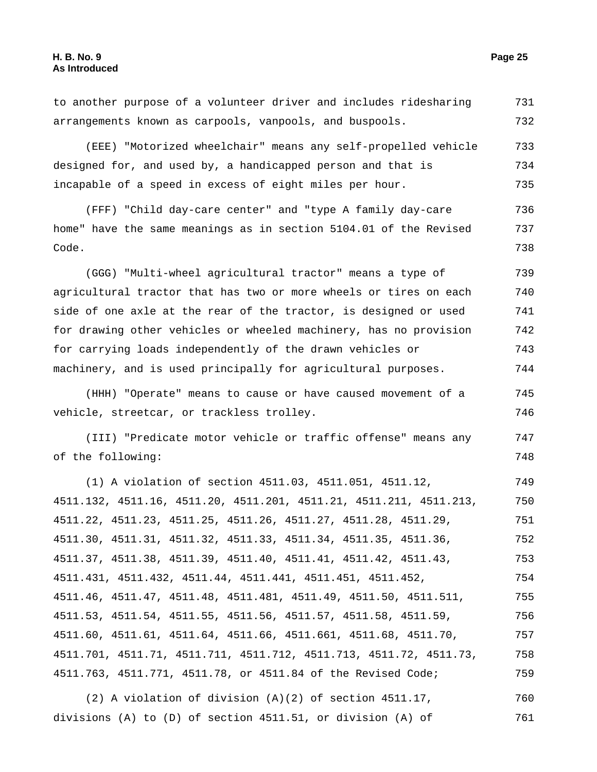to another purpose of a volunteer driver and includes ridesharing arrangements known as carpools, vanpools, and buspools.

(EEE) "Motorized wheelchair" means any self-propelled vehicle designed for, and used by, a handicapped person and that is incapable of a speed in excess of eight miles per hour.

(FFF) "Child day-care center" and "type A family day-care home" have the same meanings as in section 5104.01 of the Revised Code.

(GGG) "Multi-wheel agricultural tractor" means a type of agricultural tractor that has two or more wheels or tires on each side of one axle at the rear of the tractor, is designed or used for drawing other vehicles or wheeled machinery, has no provision for carrying loads independently of the drawn vehicles or machinery, and is used principally for agricultural purposes.

(HHH) "Operate" means to cause or have caused movement of a vehicle, streetcar, or trackless trolley.

(III) "Predicate motor vehicle or traffic offense" means any of the following:

(1) A violation of section 4511.03, 4511.051, 4511.12, 4511.132, 4511.16, 4511.20, 4511.201, 4511.21, 4511.211, 4511.213, 4511.22, 4511.23, 4511.25, 4511.26, 4511.27, 4511.28, 4511.29, 4511.30, 4511.31, 4511.32, 4511.33, 4511.34, 4511.35, 4511.36, 4511.37, 4511.38, 4511.39, 4511.40, 4511.41, 4511.42, 4511.43, 4511.431, 4511.432, 4511.44, 4511.441, 4511.451, 4511.452, 4511.46, 4511.47, 4511.48, 4511.481, 4511.49, 4511.50, 4511.511, 4511.53, 4511.54, 4511.55, 4511.56, 4511.57, 4511.58, 4511.59, 4511.60, 4511.61, 4511.64, 4511.66, 4511.661, 4511.68, 4511.70, 4511.701, 4511.71, 4511.711, 4511.712, 4511.713, 4511.72, 4511.73, 4511.763, 4511.771, 4511.78, or 4511.84 of the Revised Code;

(2) A violation of division (A)(2) of section 4511.17, divisions (A) to (D) of section 4511.51, or division (A) of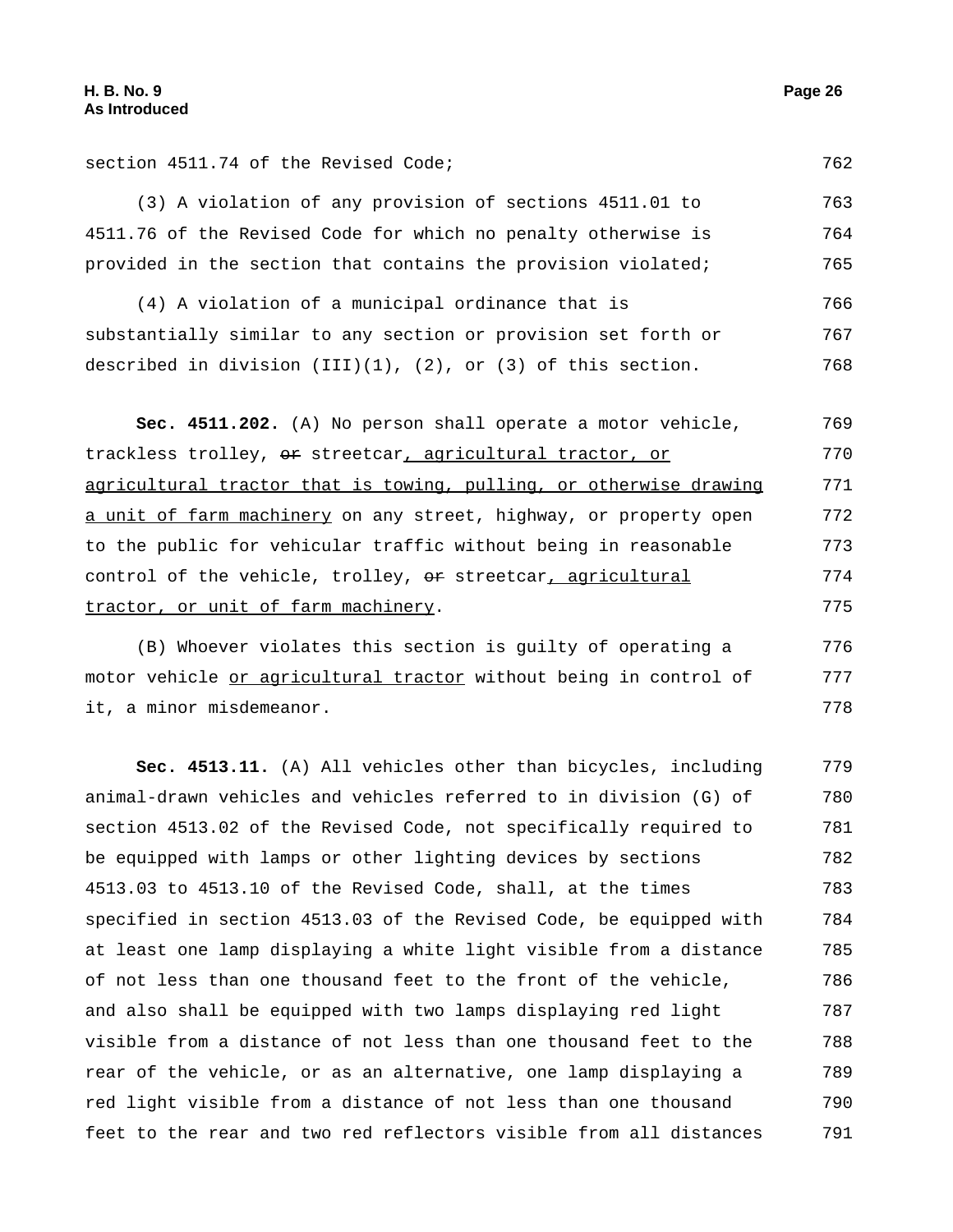section 4511.74 of the Revised Code;

(3) A violation of any provision of sections 4511.01 to 4511.76 of the Revised Code for which no penalty otherwise is provided in the section that contains the provision violated;

(4) A violation of a municipal ordinance that is substantially similar to any section or provision set forth or described in division (III)(1), (2), or (3) of this section.

**Sec. 4511.202.** (A) No person shall operate a motor vehicle, trackless trolley, ~~or~~ streetcar, agricultural tractor, or agricultural tractor that is towing, pulling, or otherwise drawing a unit of farm machinery on any street, highway, or property open to the public for vehicular traffic without being in reasonable control of the vehicle, trolley, ~~or~~ streetcar, agricultural tractor, or unit of farm machinery.

(B) Whoever violates this section is guilty of operating a motor vehicle or agricultural tractor without being in control of it, a minor misdemeanor.

**Sec. 4513.11.** (A) All vehicles other than bicycles, including animal-drawn vehicles and vehicles referred to in division (G) of section 4513.02 of the Revised Code, not specifically required to be equipped with lamps or other lighting devices by sections 4513.03 to 4513.10 of the Revised Code, shall, at the times specified in section 4513.03 of the Revised Code, be equipped with at least one lamp displaying a white light visible from a distance of not less than one thousand feet to the front of the vehicle, and also shall be equipped with two lamps displaying red light visible from a distance of not less than one thousand feet to the rear of the vehicle, or as an alternative, one lamp displaying a red light visible from a distance of not less than one thousand feet to the rear and two red reflectors visible from all distances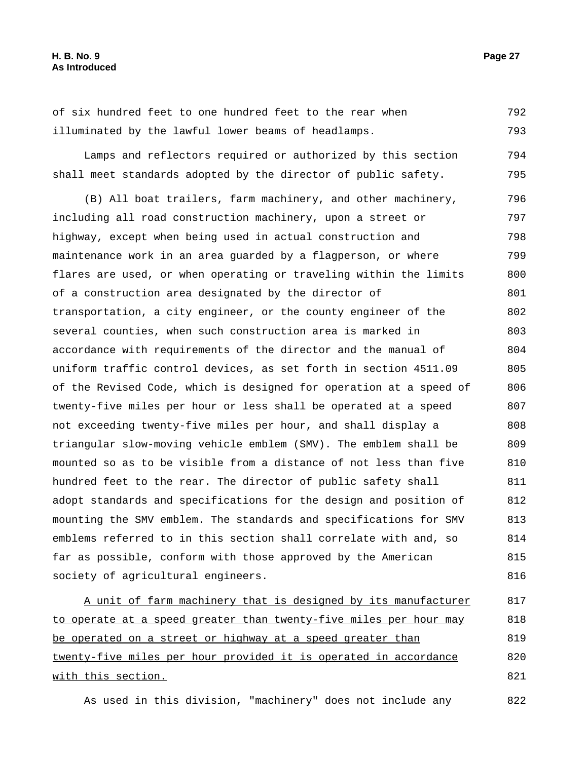of six hundred feet to one hundred feet to the rear when illuminated by the lawful lower beams of headlamps.

Lamps and reflectors required or authorized by this section shall meet standards adopted by the director of public safety.

(B) All boat trailers, farm machinery, and other machinery, including all road construction machinery, upon a street or highway, except when being used in actual construction and maintenance work in an area guarded by a flagperson, or where flares are used, or when operating or traveling within the limits of a construction area designated by the director of transportation, a city engineer, or the county engineer of the several counties, when such construction area is marked in accordance with requirements of the director and the manual of uniform traffic control devices, as set forth in section 4511.09 of the Revised Code, which is designed for operation at a speed of twenty-five miles per hour or less shall be operated at a speed not exceeding twenty-five miles per hour, and shall display a triangular slow-moving vehicle emblem (SMV). The emblem shall be mounted so as to be visible from a distance of not less than five hundred feet to the rear. The director of public safety shall adopt standards and specifications for the design and position of mounting the SMV emblem. The standards and specifications for SMV emblems referred to in this section shall correlate with and, so far as possible, conform with those approved by the American society of agricultural engineers.

<u>A unit of farm machinery that is designed by its manufacturer to operate at a speed greater than twenty-five miles per hour may be operated on a street or highway at a speed greater than twenty-five miles per hour provided it is operated in accordance with this section.</u>

As used in this division, "machinery" does not include any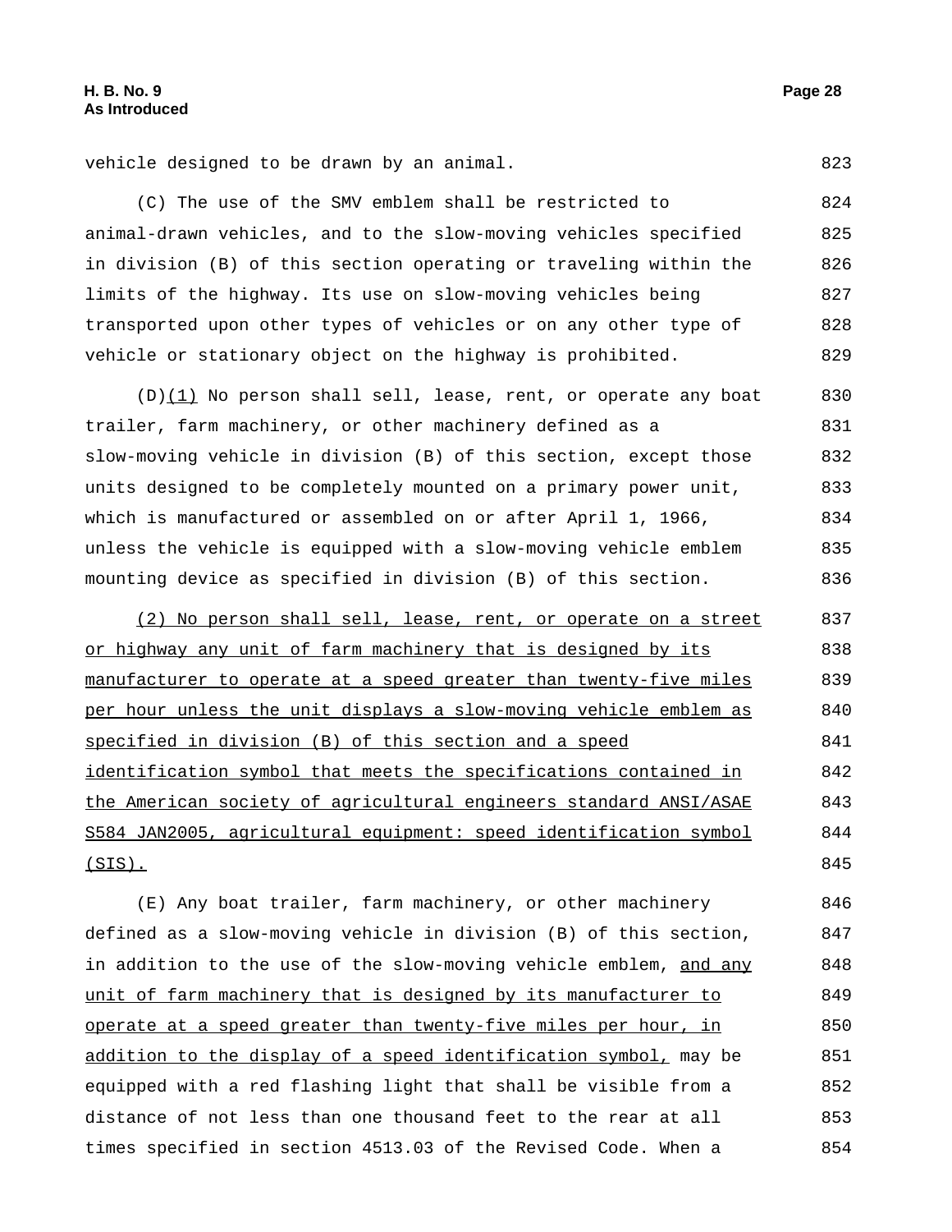vehicle designed to be drawn by an animal.

(C) The use of the SMV emblem shall be restricted to animal-drawn vehicles, and to the slow-moving vehicles specified in division (B) of this section operating or traveling within the limits of the highway. Its use on slow-moving vehicles being transported upon other types of vehicles or on any other type of vehicle or stationary object on the highway is prohibited.

(D)<u>(1)</u> No person shall sell, lease, rent, or operate any boat trailer, farm machinery, or other machinery defined as a slow-moving vehicle in division (B) of this section, except those units designed to be completely mounted on a primary power unit, which is manufactured or assembled on or after April 1, 1966, unless the vehicle is equipped with a slow-moving vehicle emblem mounting device as specified in division (B) of this section.

<u>(2) No person shall sell, lease, rent, or operate on a street or highway any unit of farm machinery that is designed by its manufacturer to operate at a speed greater than twenty-five miles per hour unless the unit displays a slow-moving vehicle emblem as specified in division (B) of this section and a speed identification symbol that meets the specifications contained in the American society of agricultural engineers standard ANSI/ASAE S584 JAN2005, agricultural equipment: speed identification symbol (SIS).</u>

(E) Any boat trailer, farm machinery, or other machinery defined as a slow-moving vehicle in division (B) of this section, in addition to the use of the slow-moving vehicle emblem, <u>and any unit of farm machinery that is designed by its manufacturer to operate at a speed greater than twenty-five miles per hour, in addition to the display of a speed identification symbol,</u> may be equipped with a red flashing light that shall be visible from a distance of not less than one thousand feet to the rear at all times specified in section 4513.03 of the Revised Code. When a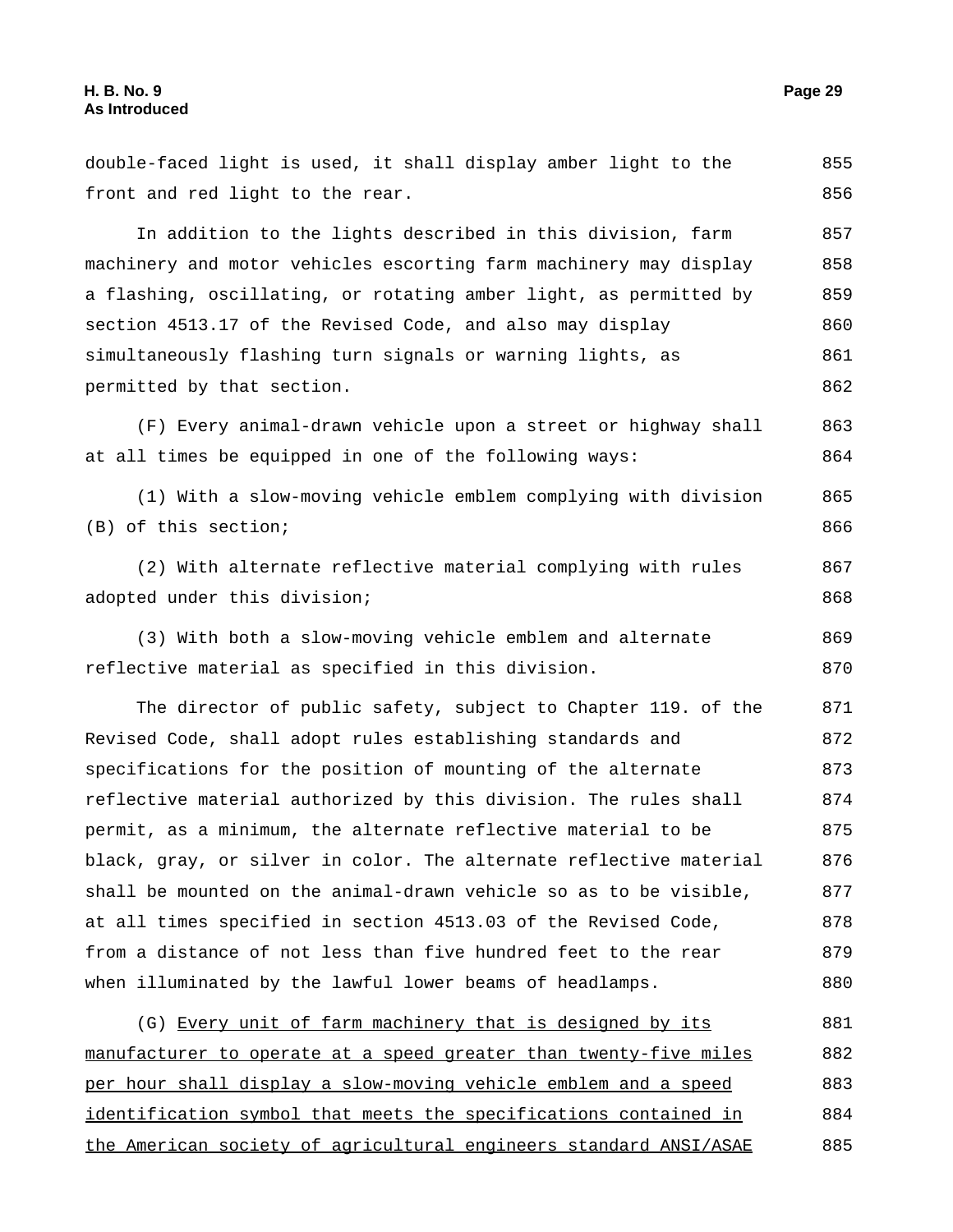double-faced light is used, it shall display amber light to the front and red light to the rear.

In addition to the lights described in this division, farm machinery and motor vehicles escorting farm machinery may display a flashing, oscillating, or rotating amber light, as permitted by section 4513.17 of the Revised Code, and also may display simultaneously flashing turn signals or warning lights, as permitted by that section.

(F) Every animal-drawn vehicle upon a street or highway shall at all times be equipped in one of the following ways:

(1) With a slow-moving vehicle emblem complying with division (B) of this section;

(2) With alternate reflective material complying with rules adopted under this division;

(3) With both a slow-moving vehicle emblem and alternate reflective material as specified in this division.

The director of public safety, subject to Chapter 119. of the Revised Code, shall adopt rules establishing standards and specifications for the position of mounting of the alternate reflective material authorized by this division. The rules shall permit, as a minimum, the alternate reflective material to be black, gray, or silver in color. The alternate reflective material shall be mounted on the animal-drawn vehicle so as to be visible, at all times specified in section 4513.03 of the Revised Code, from a distance of not less than five hundred feet to the rear when illuminated by the lawful lower beams of headlamps.

(G) <u>Every unit of farm machinery that is designed by its manufacturer to operate at a speed greater than twenty-five miles per hour shall display a slow-moving vehicle emblem and a speed identification symbol that meets the specifications contained in the American society of agricultural engineers standard ANSI/ASAE</u>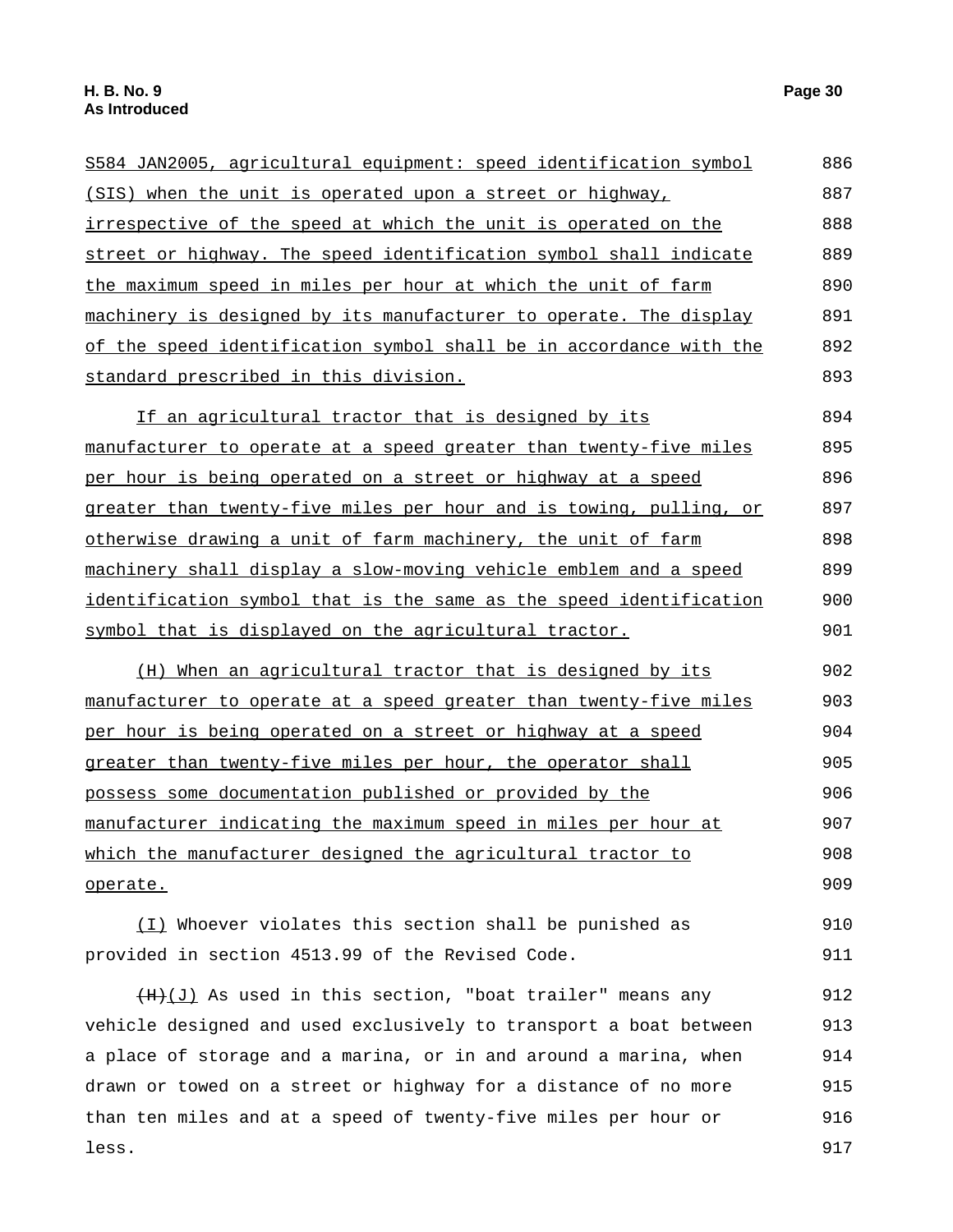S584 JAN2005, agricultural equipment: speed identification symbol (SIS) when the unit is operated upon a street or highway, irrespective of the speed at which the unit is operated on the street or highway. The speed identification symbol shall indicate the maximum speed in miles per hour at which the unit of farm machinery is designed by its manufacturer to operate. The display of the speed identification symbol shall be in accordance with the standard prescribed in this division.

If an agricultural tractor that is designed by its manufacturer to operate at a speed greater than twenty-five miles per hour is being operated on a street or highway at a speed greater than twenty-five miles per hour and is towing, pulling, or otherwise drawing a unit of farm machinery, the unit of farm machinery shall display a slow-moving vehicle emblem and a speed identification symbol that is the same as the speed identification symbol that is displayed on the agricultural tractor.

(H) When an agricultural tractor that is designed by its manufacturer to operate at a speed greater than twenty-five miles per hour is being operated on a street or highway at a speed greater than twenty-five miles per hour, the operator shall possess some documentation published or provided by the manufacturer indicating the maximum speed in miles per hour at which the manufacturer designed the agricultural tractor to operate.

(I) Whoever violates this section shall be punished as provided in section 4513.99 of the Revised Code.

~~(H)~~(J) As used in this section, "boat trailer" means any vehicle designed and used exclusively to transport a boat between a place of storage and a marina, or in and around a marina, when drawn or towed on a street or highway for a distance of no more than ten miles and at a speed of twenty-five miles per hour or less.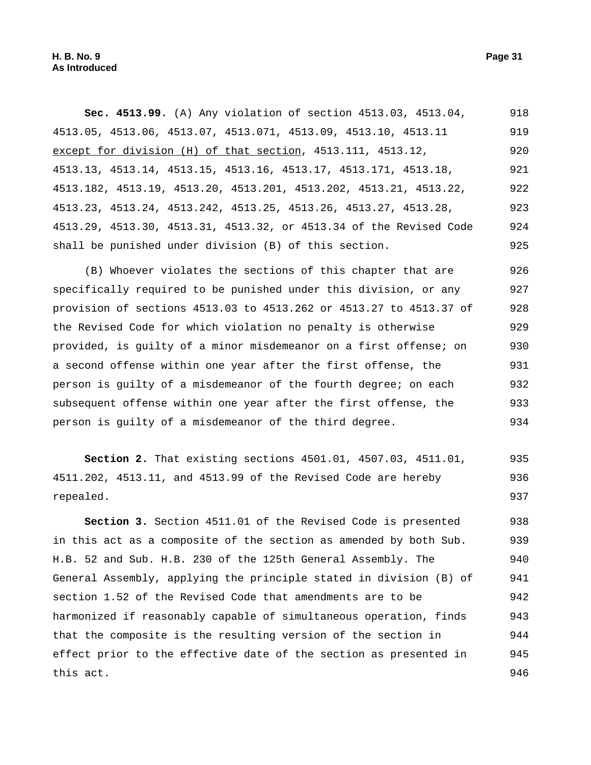**Sec. 4513.99.** (A) Any violation of section 4513.03, 4513.04, 4513.05, 4513.06, 4513.07, 4513.071, 4513.09, 4513.10, 4513.11 <u>except for division (H) of that section</u>, 4513.111, 4513.12, 4513.13, 4513.14, 4513.15, 4513.16, 4513.17, 4513.171, 4513.18, 4513.182, 4513.19, 4513.20, 4513.201, 4513.202, 4513.21, 4513.22, 4513.23, 4513.24, 4513.242, 4513.25, 4513.26, 4513.27, 4513.28, 4513.29, 4513.30, 4513.31, 4513.32, or 4513.34 of the Revised Code shall be punished under division (B) of this section.

(B) Whoever violates the sections of this chapter that are specifically required to be punished under this division, or any provision of sections 4513.03 to 4513.262 or 4513.27 to 4513.37 of the Revised Code for which violation no penalty is otherwise provided, is guilty of a minor misdemeanor on a first offense; on a second offense within one year after the first offense, the person is guilty of a misdemeanor of the fourth degree; on each subsequent offense within one year after the first offense, the person is guilty of a misdemeanor of the third degree.

**Section 2.** That existing sections 4501.01, 4507.03, 4511.01, 4511.202, 4513.11, and 4513.99 of the Revised Code are hereby repealed.

**Section 3.** Section 4511.01 of the Revised Code is presented in this act as a composite of the section as amended by both Sub. H.B. 52 and Sub. H.B. 230 of the 125th General Assembly. The General Assembly, applying the principle stated in division (B) of section 1.52 of the Revised Code that amendments are to be harmonized if reasonably capable of simultaneous operation, finds that the composite is the resulting version of the section in effect prior to the effective date of the section as presented in this act.